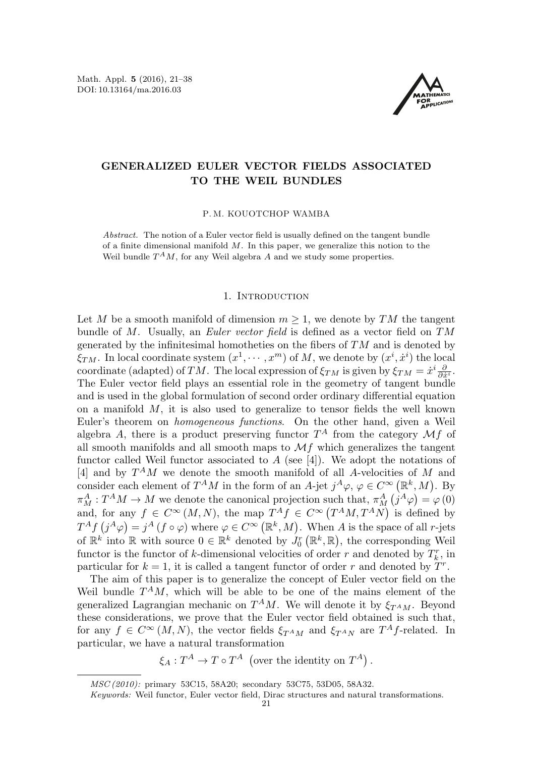# GENERALIZED EULER VECTOR FIELDS ASSOCIATED TO THE WEIL BUNDLES

P. M. KOUOTCHOP WAMBA

*Abstract.* The notion of a Euler vector field is usually defined on the tangent bundle of a finite dimensional manifold $M$. In this paper, we generalize this notion to the Weil bundle $T^A M$, for any Weil algebra $A$ and we study some properties.

## 1. Introduction

Let $M$ be a smooth manifold of dimension $m \geq 1$, we denote by $TM$ the tangent bundle of $M$. Usually, an *Euler vector field* is defined as a vector field on $TM$ generated by the infinitesimal homotheties on the fibers of $TM$ and is denoted by $\xi_{TM}$. In local coordinate system $(x^1, \cdots, x^m)$ of $M$, we denote by $(x^i, \dot{x}^i)$ the local coordinate (adapted) of $TM$. The local expression of $\xi_{TM}$ is given by $\xi_{TM} = \dot{x}^i \frac{\partial}{\partial \dot{x}^i}$. The Euler vector field plays an essential role in the geometry of tangent bundle and is used in the global formulation of second order ordinary differential equation on a manifold $M$, it is also used to generalize to tensor fields the well known Euler's theorem on *homogeneous functions*. On the other hand, given a Weil algebra $A$, there is a product preserving functor $T^A$ from the category $\mathcal{M}f$ of all smooth manifolds and all smooth maps to $\mathcal{M}f$ which generalizes the tangent functor called Weil functor associated to $A$ (see [4]). We adopt the notations of [4] and by $T^A M$ we denote the smooth manifold of all $A$-velocities of $M$ and consider each element of $T^A M$ in the form of an $A$-jet $j^A\varphi$, $\varphi \in C^\infty(\mathbb{R}^k, M)$. By $\pi^A_M : T^A M \to M$ we denote the canonical projection such that, $\pi^A_M(j^A\varphi) = \varphi(0)$ and, for any $f \in C^\infty(M, N)$, the map $T^A f \in C^\infty(T^A M, T^A N)$ is defined by $T^A f(j^A\varphi) = j^A(f \circ \varphi)$ where $\varphi \in C^\infty(\mathbb{R}^k, M)$. When $A$ is the space of all $r$-jets of $\mathbb{R}^k$ into $\mathbb{R}$ with source $0 \in \mathbb{R}^k$ denoted by $J^r_0(\mathbb{R}^k, \mathbb{R})$, the corresponding Weil functor is the functor of $k$-dimensional velocities of order $r$ and denoted by $T^r_k$, in particular for $k = 1$, it is called a tangent functor of order $r$ and denoted by $T^r$.

The aim of this paper is to generalize the concept of Euler vector field on the Weil bundle $T^A M$, which will be able to be one of the mains element of the generalized Lagrangian mechanic on $T^A M$. We will denote it by $\xi_{T^A M}$. Beyond these considerations, we prove that the Euler vector field obtained is such that, for any $f \in C^\infty(M, N)$, the vector fields $\xi_{T^A M}$ and $\xi_{T^A N}$ are $T^A f$-related. In particular, we have a natural transformation

$$\xi_A : T^A \to T \circ T^A \ \left(\text{over the identity on } T^A\right).$$

*MSC (2010):* primary 53C15, 58A20; secondary 53C75, 53D05, 58A32.

*Keywords:* Weil functor, Euler vector field, Dirac structures and natural transformations.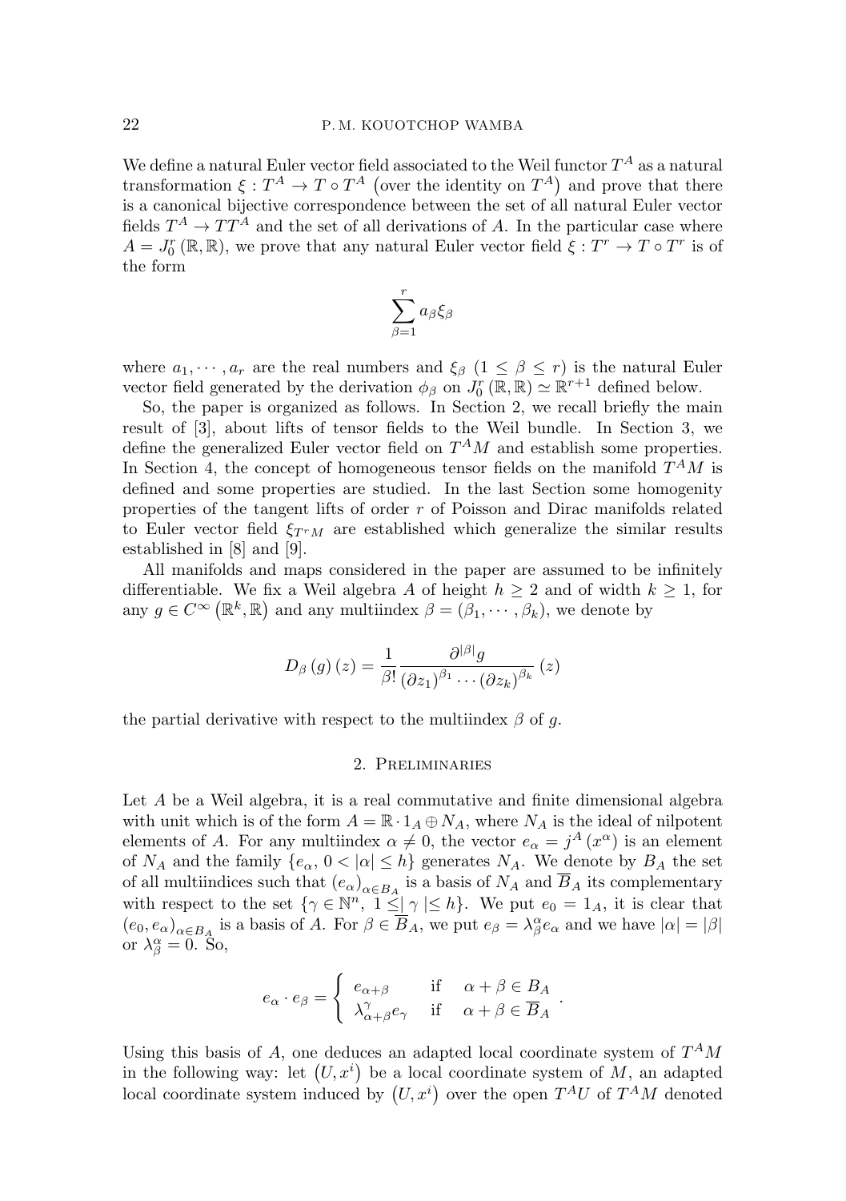We define a natural Euler vector field associated to the Weil functor $T^A$ as a natural transformation $\xi : T^A \to T \circ T^A$ (over the identity on $T^A$) and prove that there is a canonical bijective correspondence between the set of all natural Euler vector fields $T^A \to TT^A$ and the set of all derivations of $A$. In the particular case where $A = J_0^r(\mathbb{R}, \mathbb{R})$, we prove that any natural Euler vector field $\xi : T^r \to T \circ T^r$ is of the form

$$\sum_{\beta=1}^{r} a_\beta \xi_\beta$$

where $a_1, \cdots, a_r$ are the real numbers and $\xi_\beta$ $(1 \leq \beta \leq r)$ is the natural Euler vector field generated by the derivation $\phi_\beta$ on $J_0^r(\mathbb{R}, \mathbb{R}) \simeq \mathbb{R}^{r+1}$ defined below.

So, the paper is organized as follows. In Section 2, we recall briefly the main result of [3], about lifts of tensor fields to the Weil bundle. In Section 3, we define the generalized Euler vector field on $T^A M$ and establish some properties. In Section 4, the concept of homogeneous tensor fields on the manifold $T^A M$ is defined and some properties are studied. In the last Section some homogenity properties of the tangent lifts of order $r$ of Poisson and Dirac manifolds related to Euler vector field $\xi_{T^r M}$ are established which generalize the similar results established in [8] and [9].

All manifolds and maps considered in the paper are assumed to be infinitely differentiable. We fix a Weil algebra $A$ of height $h \geq 2$ and of width $k \geq 1$, for any $g \in C^\infty(\mathbb{R}^k, \mathbb{R})$ and any multiindex $\beta = (\beta_1, \cdots, \beta_k)$, we denote by

$$D_\beta(g)(z) = \frac{1}{\beta!} \frac{\partial^{|\beta|} g}{(\partial z_1)^{\beta_1} \cdots (\partial z_k)^{\beta_k}}(z)$$

the partial derivative with respect to the multiindex $\beta$ of $g$.

## 2. Preliminaries

Let $A$ be a Weil algebra, it is a real commutative and finite dimensional algebra with unit which is of the form $A = \mathbb{R} \cdot 1_A \oplus N_A$, where $N_A$ is the ideal of nilpotent elements of $A$. For any multiindex $\alpha \neq 0$, the vector $e_\alpha = j^A(x^\alpha)$ is an element of $N_A$ and the family $\{e_\alpha,\ 0 < |\alpha| \leq h\}$ generates $N_A$. We denote by $B_A$ the set of all multiindices such that $(e_\alpha)_{\alpha \in B_A}$ is a basis of $N_A$ and $\overline{B}_A$ its complementary with respect to the set $\{\gamma \in \mathbb{N}^n,\ 1 \leq |\gamma| \leq h\}$. We put $e_0 = 1_A$, it is clear that $(e_0, e_\alpha)_{\alpha \in B_A}$ is a basis of $A$. For $\beta \in \overline{B}_A$, we put $e_\beta = \lambda_\beta^\alpha e_\alpha$ and we have $|\alpha| = |\beta|$ or $\lambda_\beta^\alpha = 0$. So,

$$e_\alpha \cdot e_\beta = \begin{cases} e_{\alpha+\beta} & \text{if} \quad \alpha + \beta \in B_A \\ \lambda_{\alpha+\beta}^\gamma e_\gamma & \text{if} \quad \alpha + \beta \in \overline{B}_A \end{cases}.$$

Using this basis of $A$, one deduces an adapted local coordinate system of $T^A M$ in the following way: let $(U, x^i)$ be a local coordinate system of $M$, an adapted local coordinate system induced by $(U, x^i)$ over the open $T^A U$ of $T^A M$ denoted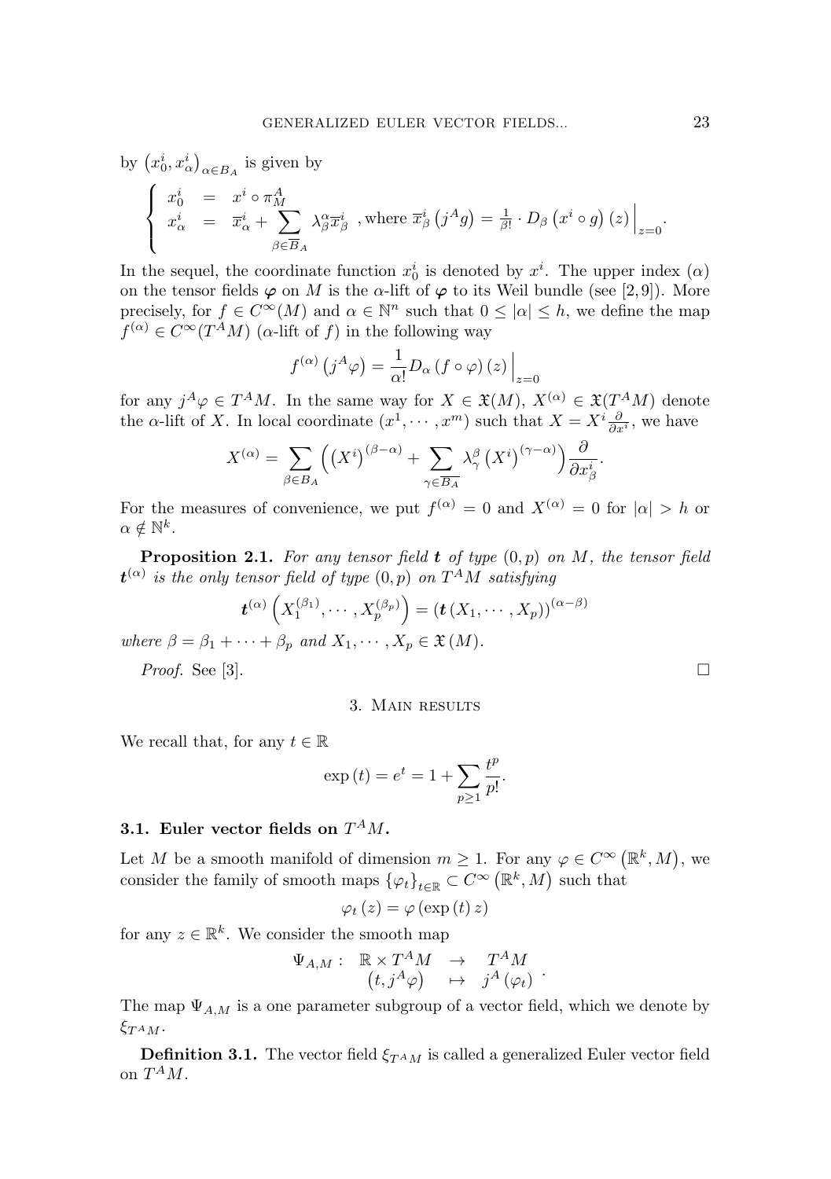by $\left(x_0^i, x_\alpha^i\right)_{\alpha\in B_A}$ is given by

$$\begin{cases} x_0^i &= x^i \circ \pi_M^A \\ x_\alpha^i &= \overline{x}_\alpha^i + \displaystyle\sum_{\beta\in \overline{B}_A} \lambda_\beta^\alpha \overline{x}_\beta^i \end{cases}, \text{where } \overline{x}_\beta^i\left(j^A g\right) = \tfrac{1}{\beta!}\cdot D_\beta\left(x^i\circ g\right)(z)\Big|_{z=0}.$$

In the sequel, the coordinate function $x_0^i$ is denoted by $x^i$. The upper index $(\alpha)$ on the tensor fields $\boldsymbol{\varphi}$ on $M$ is the $\alpha$-lift of $\boldsymbol{\varphi}$ to its Weil bundle (see [2,9]). More precisely, for $f \in C^\infty(M)$ and $\alpha \in \mathbb{N}^n$ such that $0 \le |\alpha| \le h$, we define the map $f^{(\alpha)} \in C^\infty(T^A M)$ ($\alpha$-lift of $f$) in the following way

$$f^{(\alpha)}\left(j^A\varphi\right) = \frac{1}{\alpha!}D_\alpha\left(f\circ\varphi\right)(z)\Big|_{z=0}$$

for any $j^A\varphi \in T^A M$. In the same way for $X \in \mathfrak{X}(M)$, $X^{(\alpha)} \in \mathfrak{X}(T^A M)$ denote the $\alpha$-lift of $X$. In local coordinate $(x^1,\cdots,x^m)$ such that $X = X^i\frac{\partial}{\partial x^i}$, we have

$$X^{(\alpha)} = \sum_{\beta\in B_A}\left(\left(X^i\right)^{(\beta-\alpha)} + \sum_{\gamma\in\overline{B_A}}\lambda_\gamma^\beta\left(X^i\right)^{(\gamma-\alpha)}\right)\frac{\partial}{\partial x_\beta^i}.$$

For the measures of convenience, we put $f^{(\alpha)} = 0$ and $X^{(\alpha)} = 0$ for $|\alpha| > h$ or $\alpha \notin \mathbb{N}^k$.

**Proposition 2.1.** *For any tensor field $\boldsymbol{t}$ of type $(0,p)$ on $M$, the tensor field $\boldsymbol{t}^{(\alpha)}$ is the only tensor field of type $(0,p)$ on $T^A M$ satisfying*

$$\boldsymbol{t}^{(\alpha)}\left(X_1^{(\beta_1)},\cdots,X_p^{(\beta_p)}\right) = \left(\boldsymbol{t}\left(X_1,\cdots,X_p\right)\right)^{(\alpha-\beta)}$$

*where $\beta = \beta_1+\cdots+\beta_p$ and $X_1,\cdots,X_p \in \mathfrak{X}(M)$.*

*Proof.* See [3]. □

## 3. Main results

We recall that, for any $t \in \mathbb{R}$

$$\exp(t) = e^t = 1 + \sum_{p\ge 1}\frac{t^p}{p!}.$$

### 3.1. Euler vector fields on $T^A M$.

Let $M$ be a smooth manifold of dimension $m \ge 1$. For any $\varphi \in C^\infty\left(\mathbb{R}^k, M\right)$, we consider the family of smooth maps $\{\varphi_t\}_{t\in\mathbb{R}} \subset C^\infty\left(\mathbb{R}^k, M\right)$ such that

$$\varphi_t(z) = \varphi\left(\exp(t)\,z\right)$$

for any $z \in \mathbb{R}^k$. We consider the smooth map

$$\begin{array}{rccc} \Psi_{A,M}: & \mathbb{R}\times T^A M & \to & T^A M \\ & \left(t, j^A\varphi\right) & \mapsto & j^A\left(\varphi_t\right) \end{array}.$$

The map $\Psi_{A,M}$ is a one parameter subgroup of a vector field, which we denote by $\xi_{T^A M}$.

**Definition 3.1.** The vector field $\xi_{T^A M}$ is called a generalized Euler vector field on $T^A M$.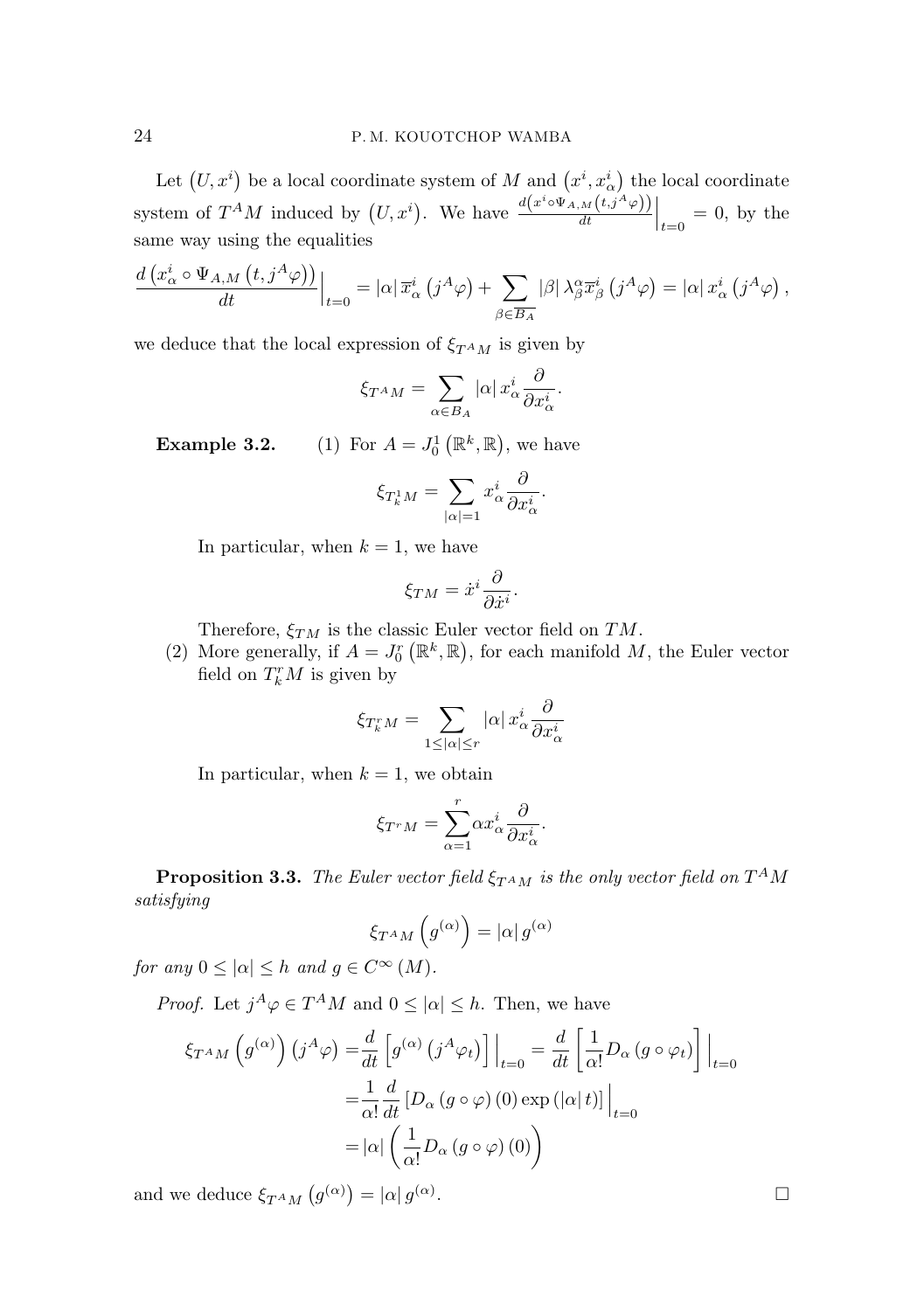Let $(U, x^i)$ be a local coordinate system of $M$ and $(x^i, x^i_\alpha)$ the local coordinate system of $T^A M$ induced by $(U, x^i)$. We have $\frac{d\left(x^i \circ \Psi_{A,M}\left(t, j^A\varphi\right)\right)}{dt}\Big|_{t=0} = 0$, by the same way using the equalities

$$\frac{d\left(x^i_\alpha \circ \Psi_{A,M}\left(t, j^A\varphi\right)\right)}{dt}\Big|_{t=0} = |\alpha| \, \overline{x}^i_\alpha \left(j^A\varphi\right) + \sum_{\beta \in \overline{B_A}} |\beta| \, \lambda^\alpha_\beta \overline{x}^i_\beta \left(j^A\varphi\right) = |\alpha| \, x^i_\alpha \left(j^A\varphi\right),$$

we deduce that the local expression of $\xi_{T^A M}$ is given by

$$\xi_{T^A M} = \sum_{\alpha \in B_A} |\alpha| \, x^i_\alpha \frac{\partial}{\partial x^i_\alpha}.$$

**Example 3.2.** (1) For $A = J^1_0\left(\mathbb{R}^k, \mathbb{R}\right)$, we have

$$\xi_{T^1_k M} = \sum_{|\alpha|=1} x^i_\alpha \frac{\partial}{\partial x^i_\alpha}.$$

In particular, when $k = 1$, we have

$$\xi_{TM} = \dot{x}^i \frac{\partial}{\partial \dot{x}^i}.$$

Therefore, $\xi_{TM}$ is the classic Euler vector field on $TM$.

(2) More generally, if $A = J^r_0\left(\mathbb{R}^k, \mathbb{R}\right)$, for each manifold $M$, the Euler vector field on $T^r_k M$ is given by

$$\xi_{T^r_k M} = \sum_{1 \leq |\alpha| \leq r} |\alpha| \, x^i_\alpha \frac{\partial}{\partial x^i_\alpha}$$

In particular, when $k = 1$, we obtain

$$\xi_{T^r M} = \sum_{\alpha=1}^{r} \alpha x^i_\alpha \frac{\partial}{\partial x^i_\alpha}.$$

**Proposition 3.3.** *The Euler vector field $\xi_{T^A M}$ is the only vector field on $T^A M$ satisfying*

$$\xi_{T^A M}\left(g^{(\alpha)}\right) = |\alpha| \, g^{(\alpha)}$$

*for any $0 \leq |\alpha| \leq h$ and $g \in C^\infty(M)$.*

*Proof.* Let $j^A\varphi \in T^A M$ and $0 \leq |\alpha| \leq h$. Then, we have

$$\begin{aligned}
\xi_{T^A M}\left(g^{(\alpha)}\right)\left(j^A\varphi\right) &= \frac{d}{dt}\left[g^{(\alpha)}\left(j^A\varphi_t\right)\right]\Big|_{t=0} = \frac{d}{dt}\left[\frac{1}{\alpha!} D_\alpha\left(g \circ \varphi_t\right)\right]\Big|_{t=0} \\
&= \frac{1}{\alpha!}\frac{d}{dt}\left[D_\alpha\left(g \circ \varphi\right)(0) \exp\left(|\alpha| \, t\right)\right]\Big|_{t=0} \\
&= |\alpha| \left(\frac{1}{\alpha!} D_\alpha\left(g \circ \varphi\right)(0)\right)
\end{aligned}$$

and we deduce $\xi_{T^A M}\left(g^{(\alpha)}\right) = |\alpha| \, g^{(\alpha)}$. $\square$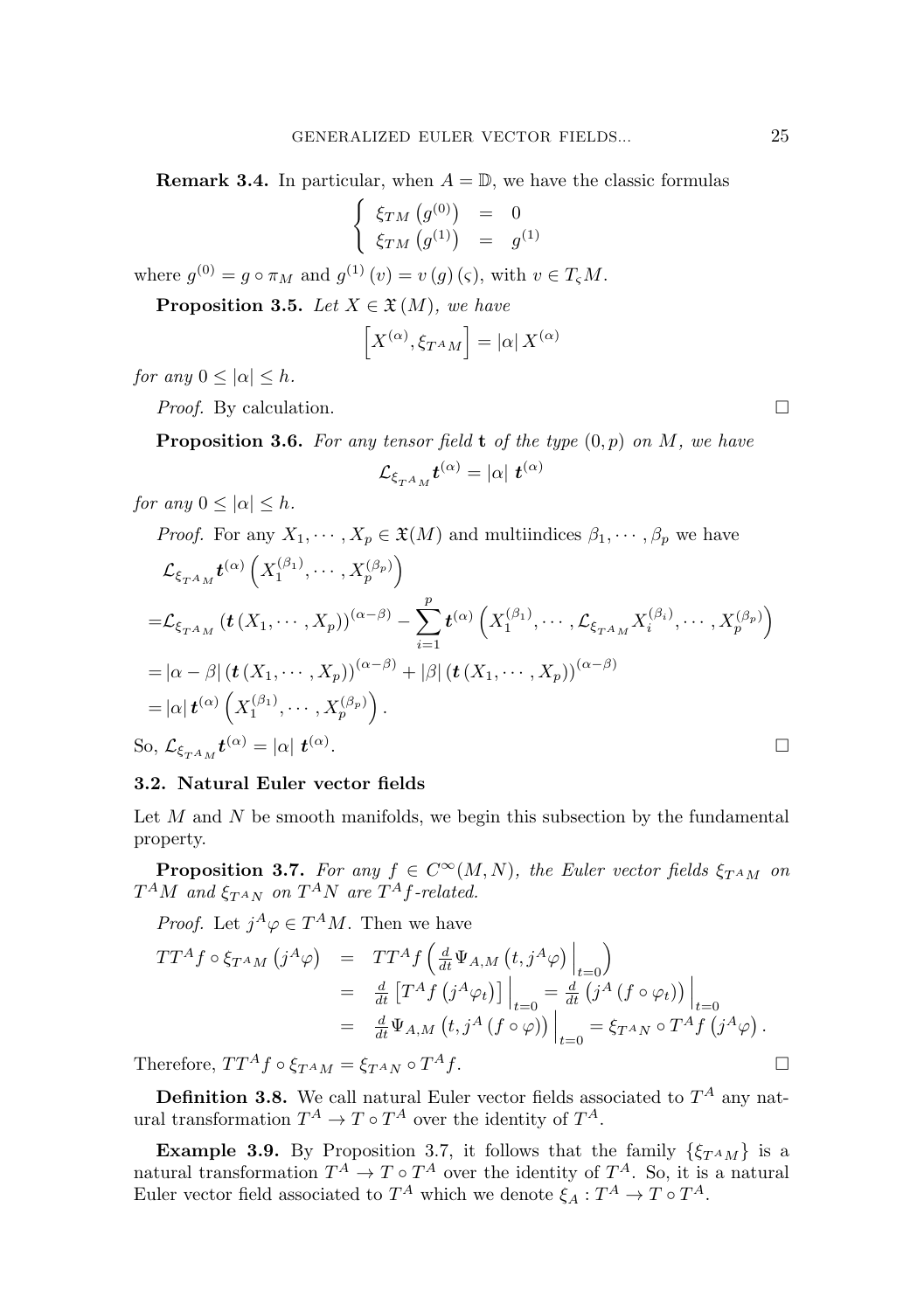**Remark 3.4.** In particular, when $A = \mathbb{D}$, we have the classic formulas

$$\begin{cases} \xi_{TM}\left(g^{(0)}\right) & = & 0 \\ \xi_{TM}\left(g^{(1)}\right) & = & g^{(1)} \end{cases}$$

where $g^{(0)} = g \circ \pi_M$ and $g^{(1)}(v) = v(g)(\varsigma)$, with $v \in T_\varsigma M$.

**Proposition 3.5.** *Let $X \in \mathfrak{X}(M)$, we have*

$$\left[X^{(\alpha)}, \xi_{T^AM}\right] = |\alpha|\, X^{(\alpha)}$$

*for any $0 \leq |\alpha| \leq h$.*

*Proof.* By calculation. □

**Proposition 3.6.** *For any tensor field* $\mathbf{t}$ *of the type $(0,p)$ on $M$, we have*

$$\mathcal{L}_{\xi_{T^AM}} \boldsymbol{t}^{(\alpha)} = |\alpha|\ \boldsymbol{t}^{(\alpha)}$$

*for any $0 \leq |\alpha| \leq h$.*

*Proof.* For any $X_1, \cdots, X_p \in \mathfrak{X}(M)$ and multiindices $\beta_1, \cdots, \beta_p$ we have

$$\begin{aligned}
&\mathcal{L}_{\xi_{T^AM}} \boldsymbol{t}^{(\alpha)}\left(X_1^{(\beta_1)}, \cdots, X_p^{(\beta_p)}\right) \\
=&\mathcal{L}_{\xi_{T^AM}}\left(\boldsymbol{t}\left(X_1, \cdots, X_p\right)\right)^{(\alpha-\beta)} - \sum_{i=1}^{p} \boldsymbol{t}^{(\alpha)}\left(X_1^{(\beta_1)}, \cdots, \mathcal{L}_{\xi_{T^AM}} X_i^{(\beta_i)}, \cdots, X_p^{(\beta_p)}\right) \\
=& |\alpha-\beta|\left(\boldsymbol{t}\left(X_1, \cdots, X_p\right)\right)^{(\alpha-\beta)} + |\beta|\left(\boldsymbol{t}\left(X_1, \cdots, X_p\right)\right)^{(\alpha-\beta)} \\
=& |\alpha|\, \boldsymbol{t}^{(\alpha)}\left(X_1^{(\beta_1)}, \cdots, X_p^{(\beta_p)}\right).
\end{aligned}$$

So, $\mathcal{L}_{\xi_{T^AM}} \boldsymbol{t}^{(\alpha)} = |\alpha|\ \boldsymbol{t}^{(\alpha)}$. □

### 3.2. Natural Euler vector fields

Let $M$ and $N$ be smooth manifolds, we begin this subsection by the fundamental property.

**Proposition 3.7.** *For any $f \in C^\infty(M,N)$, the Euler vector fields $\xi_{T^AM}$ on $T^AM$ and $\xi_{T^AN}$ on $T^AN$ are $T^Af$-related.*

*Proof.* Let $j^A\varphi \in T^AM$. Then we have

$$\begin{aligned}
TT^Af \circ \xi_{T^AM}\left(j^A\varphi\right) &= TT^Af\left(\frac{d}{dt}\Psi_{A,M}\left(t, j^A\varphi\right)\Big|_{t=0}\right) \\
&= \frac{d}{dt}\left[T^Af\left(j^A\varphi_t\right)\right]\Big|_{t=0} = \frac{d}{dt}\left(j^A\left(f \circ \varphi_t\right)\right)\Big|_{t=0} \\
&= \frac{d}{dt}\Psi_{A,M}\left(t, j^A\left(f \circ \varphi\right)\right)\Big|_{t=0} = \xi_{T^AN} \circ T^Af\left(j^A\varphi\right).
\end{aligned}$$

Therefore, $TT^Af \circ \xi_{T^AM} = \xi_{T^AN} \circ T^Af$. □

**Definition 3.8.** We call natural Euler vector fields associated to $T^A$ any natural transformation $T^A \to T \circ T^A$ over the identity of $T^A$.

**Example 3.9.** By Proposition 3.7, it follows that the family $\{\xi_{T^AM}\}$ is a natural transformation $T^A \to T \circ T^A$ over the identity of $T^A$. So, it is a natural Euler vector field associated to $T^A$ which we denote $\xi_A : T^A \to T \circ T^A$.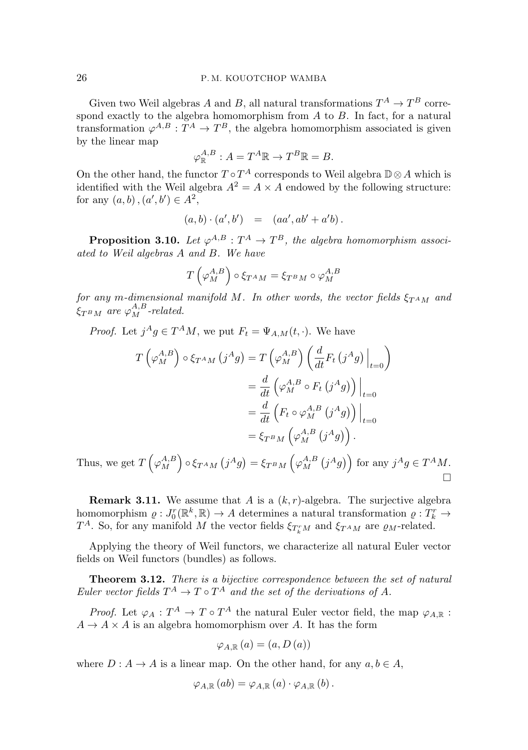Given two Weil algebras $A$ and $B$, all natural transformations $T^A \to T^B$ correspond exactly to the algebra homomorphism from $A$ to $B$. In fact, for a natural transformation $\varphi^{A,B} : T^A \to T^B$, the algebra homomorphism associated is given by the linear map

$$\varphi^{A,B}_{\mathbb{R}} : A = T^A\mathbb{R} \to T^B\mathbb{R} = B.$$

On the other hand, the functor $T \circ T^A$ corresponds to Weil algebra $\mathbb{D} \otimes A$ which is identified with the Weil algebra $A^2 = A \times A$ endowed by the following structure: for any $(a, b), (a', b') \in A^2$,

$$(a, b) \cdot (a', b') \quad = \quad (aa', ab' + a'b).$$

**Proposition 3.10.** *Let $\varphi^{A,B} : T^A \to T^B$, the algebra homomorphism associated to Weil algebras $A$ and $B$. We have*

$$T\left(\varphi^{A,B}_M\right) \circ \xi_{T^A M} = \xi_{T^B M} \circ \varphi^{A,B}_M$$

*for any $m$-dimensional manifold $M$. In other words, the vector fields $\xi_{T^A M}$ and $\xi_{T^B M}$ are $\varphi^{A,B}_M$-related.*

*Proof.* Let $j^A g \in T^A M$, we put $F_t = \Psi_{A,M}(t, \cdot)$. We have

$$\begin{aligned}
T\left(\varphi^{A,B}_M\right) \circ \xi_{T^A M}\left(j^A g\right) &= T\left(\varphi^{A,B}_M\right)\left(\frac{d}{dt} F_t\left(j^A g\right)\Big|_{t=0}\right) \\
&= \frac{d}{dt}\left(\varphi^{A,B}_M \circ F_t\left(j^A g\right)\right)\Big|_{t=0} \\
&= \frac{d}{dt}\left(F_t \circ \varphi^{A,B}_M\left(j^A g\right)\right)\Big|_{t=0} \\
&= \xi_{T^B M}\left(\varphi^{A,B}_M\left(j^A g\right)\right).
\end{aligned}$$

Thus, we get $T\left(\varphi^{A,B}_M\right) \circ \xi_{T^A M}\left(j^A g\right) = \xi_{T^B M}\left(\varphi^{A,B}_M\left(j^A g\right)\right)$ for any $j^A g \in T^A M$. □

**Remark 3.11.** We assume that $A$ is a $(k, r)$-algebra. The surjective algebra homomorphism $\varrho : J^r_0(\mathbb{R}^k, \mathbb{R}) \to A$ determines a natural transformation $\varrho : T^r_k \to T^A$. So, for any manifold $M$ the vector fields $\xi_{T^r_k M}$ and $\xi_{T^A M}$ are $\varrho_M$-related.

Applying the theory of Weil functors, we characterize all natural Euler vector fields on Weil functors (bundles) as follows.

**Theorem 3.12.** *There is a bijective correspondence between the set of natural Euler vector fields $T^A \to T \circ T^A$ and the set of the derivations of $A$.*

*Proof.* Let $\varphi_A : T^A \to T \circ T^A$ the natural Euler vector field, the map $\varphi_{A,\mathbb{R}} : A \to A \times A$ is an algebra homomorphism over $A$. It has the form

$$\varphi_{A,\mathbb{R}}(a) = (a, D(a))$$

where $D : A \to A$ is a linear map. On the other hand, for any $a, b \in A$,

$$\varphi_{A,\mathbb{R}}(ab) = \varphi_{A,\mathbb{R}}(a) \cdot \varphi_{A,\mathbb{R}}(b).$$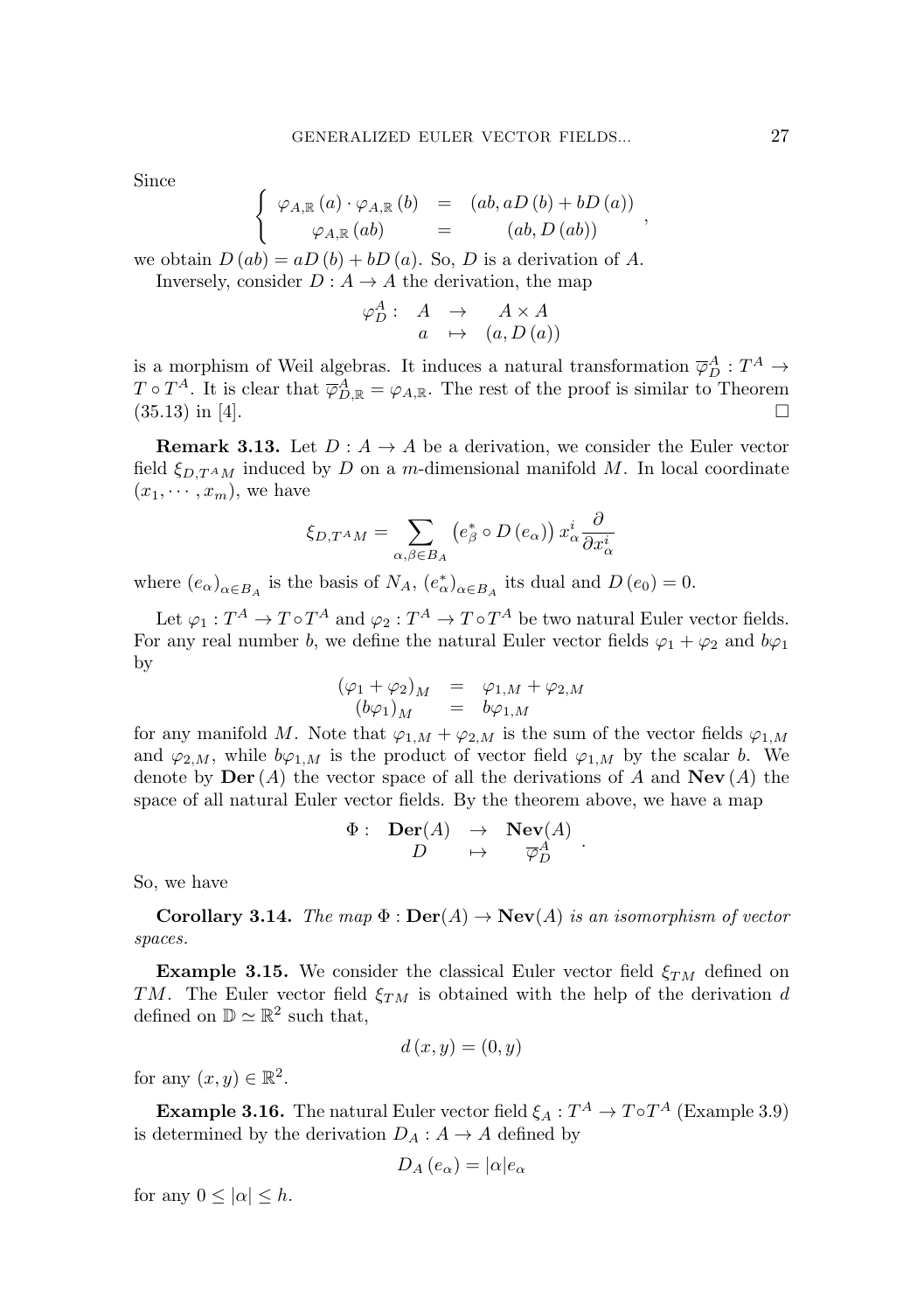Since

$$\begin{cases} \varphi_{A,\mathbb{R}}(a) \cdot \varphi_{A,\mathbb{R}}(b) &= (ab, aD(b) + bD(a)) \\ \varphi_{A,\mathbb{R}}(ab) &= (ab, D(ab)) \end{cases},$$

we obtain $D(ab) = aD(b) + bD(a)$. So, $D$ is a derivation of $A$.

Inversely, consider $D : A \to A$ the derivation, the map

$$\begin{array}{rccc} \varphi_D^A : & A & \to & A \times A \\ & a & \mapsto & (a, D(a)) \end{array}$$

is a morphism of Weil algebras. It induces a natural transformation $\overline{\varphi}_D^A : T^A \to T \circ T^A$. It is clear that $\overline{\varphi}_{D,\mathbb{R}}^A = \varphi_{A,\mathbb{R}}$. The rest of the proof is similar to Theorem (35.13) in [4]. □

**Remark 3.13.** Let $D : A \to A$ be a derivation, we consider the Euler vector field $\xi_{D,T^AM}$ induced by $D$ on a $m$-dimensional manifold $M$. In local coordinate $(x_1, \cdots, x_m)$, we have

$$\xi_{D,T^AM} = \sum_{\alpha,\beta \in B_A} \left(e_\beta^* \circ D(e_\alpha)\right) x_\alpha^i \frac{\partial}{\partial x_\alpha^i}$$

where $(e_\alpha)_{\alpha \in B_A}$ is the basis of $N_A$, $(e_\alpha^*)_{\alpha \in B_A}$ its dual and $D(e_0) = 0$.

Let $\varphi_1 : T^A \to T \circ T^A$ and $\varphi_2 : T^A \to T \circ T^A$ be two natural Euler vector fields. For any real number $b$, we define the natural Euler vector fields $\varphi_1 + \varphi_2$ and $b\varphi_1$ by

$$\begin{array}{rcl} (\varphi_1 + \varphi_2)_M &=& \varphi_{1,M} + \varphi_{2,M} \\ (b\varphi_1)_M &=& b\varphi_{1,M} \end{array}$$

for any manifold $M$. Note that $\varphi_{1,M} + \varphi_{2,M}$ is the sum of the vector fields $\varphi_{1,M}$ and $\varphi_{2,M}$, while $b\varphi_{1,M}$ is the product of vector field $\varphi_{1,M}$ by the scalar $b$. We denote by $\mathbf{Der}(A)$ the vector space of all the derivations of $A$ and $\mathbf{Nev}(A)$ the space of all natural Euler vector fields. By the theorem above, we have a map

$$\begin{array}{rccc} \Phi : & \mathbf{Der}(A) & \to & \mathbf{Nev}(A) \\ & D & \mapsto & \overline{\varphi}_D^A \end{array}.$$

So, we have

**Corollary 3.14.** *The map $\Phi : \mathbf{Der}(A) \to \mathbf{Nev}(A)$ is an isomorphism of vector spaces.*

**Example 3.15.** We consider the classical Euler vector field $\xi_{TM}$ defined on $TM$. The Euler vector field $\xi_{TM}$ is obtained with the help of the derivation $d$ defined on $\mathbb{D} \simeq \mathbb{R}^2$ such that,

$$d(x, y) = (0, y)$$

for any $(x, y) \in \mathbb{R}^2$.

**Example 3.16.** The natural Euler vector field $\xi_A : T^A \to T \circ T^A$ (Example 3.9) is determined by the derivation $D_A : A \to A$ defined by

$$D_A(e_\alpha) = |\alpha| e_\alpha$$

for any $0 \leq |\alpha| \leq h$.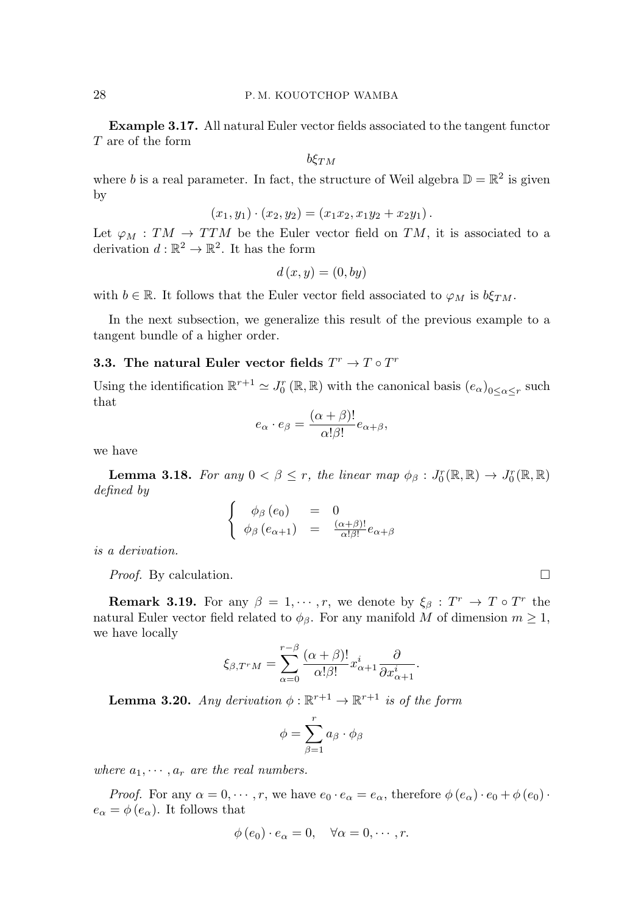**Example 3.17.** All natural Euler vector fields associated to the tangent functor $T$ are of the form

$$b\xi_{TM}$$

where $b$ is a real parameter. In fact, the structure of Weil algebra $\mathbb{D} = \mathbb{R}^2$ is given by

$$(x_1, y_1) \cdot (x_2, y_2) = (x_1 x_2, x_1 y_2 + x_2 y_1).$$

Let $\varphi_M : TM \to TTM$ be the Euler vector field on $TM$, it is associated to a derivation $d : \mathbb{R}^2 \to \mathbb{R}^2$. It has the form

$$d(x, y) = (0, by)$$

with $b \in \mathbb{R}$. It follows that the Euler vector field associated to $\varphi_M$ is $b\xi_{TM}$.

In the next subsection, we generalize this result of the previous example to a tangent bundle of a higher order.

### 3.3. The natural Euler vector fields $T^r \to T \circ T^r$

Using the identification $\mathbb{R}^{r+1} \simeq J_0^r(\mathbb{R}, \mathbb{R})$ with the canonical basis $(e_\alpha)_{0 \leq \alpha \leq r}$ such that

$$e_\alpha \cdot e_\beta = \frac{(\alpha + \beta)!}{\alpha! \beta!} e_{\alpha+\beta},$$

we have

**Lemma 3.18.** *For any $0 < \beta \leq r$, the linear map $\phi_\beta : J_0^r(\mathbb{R}, \mathbb{R}) \to J_0^r(\mathbb{R}, \mathbb{R})$ defined by*

$$\begin{cases} \phi_\beta(e_0) & = & 0 \\ \phi_\beta(e_{\alpha+1}) & = & \frac{(\alpha+\beta)!}{\alpha!\beta!} e_{\alpha+\beta} \end{cases}$$

*is a derivation.*

*Proof.* By calculation. $\square$

**Remark 3.19.** For any $\beta = 1, \cdots, r$, we denote by $\xi_\beta : T^r \to T \circ T^r$ the natural Euler vector field related to $\phi_\beta$. For any manifold $M$ of dimension $m \geq 1$, we have locally

$$\xi_{\beta, T^r M} = \sum_{\alpha=0}^{r-\beta} \frac{(\alpha + \beta)!}{\alpha! \beta!} x_{\alpha+1}^i \frac{\partial}{\partial x_{\alpha+1}^i}.$$

**Lemma 3.20.** *Any derivation $\phi : \mathbb{R}^{r+1} \to \mathbb{R}^{r+1}$ is of the form*

$$\phi = \sum_{\beta=1}^{r} a_\beta \cdot \phi_\beta$$

*where $a_1, \cdots, a_r$ are the real numbers.*

*Proof.* For any $\alpha = 0, \cdots, r$, we have $e_0 \cdot e_\alpha = e_\alpha$, therefore $\phi(e_\alpha) \cdot e_0 + \phi(e_0) \cdot e_\alpha = \phi(e_\alpha)$. It follows that

$$\phi(e_0) \cdot e_\alpha = 0, \quad \forall \alpha = 0, \cdots, r.$$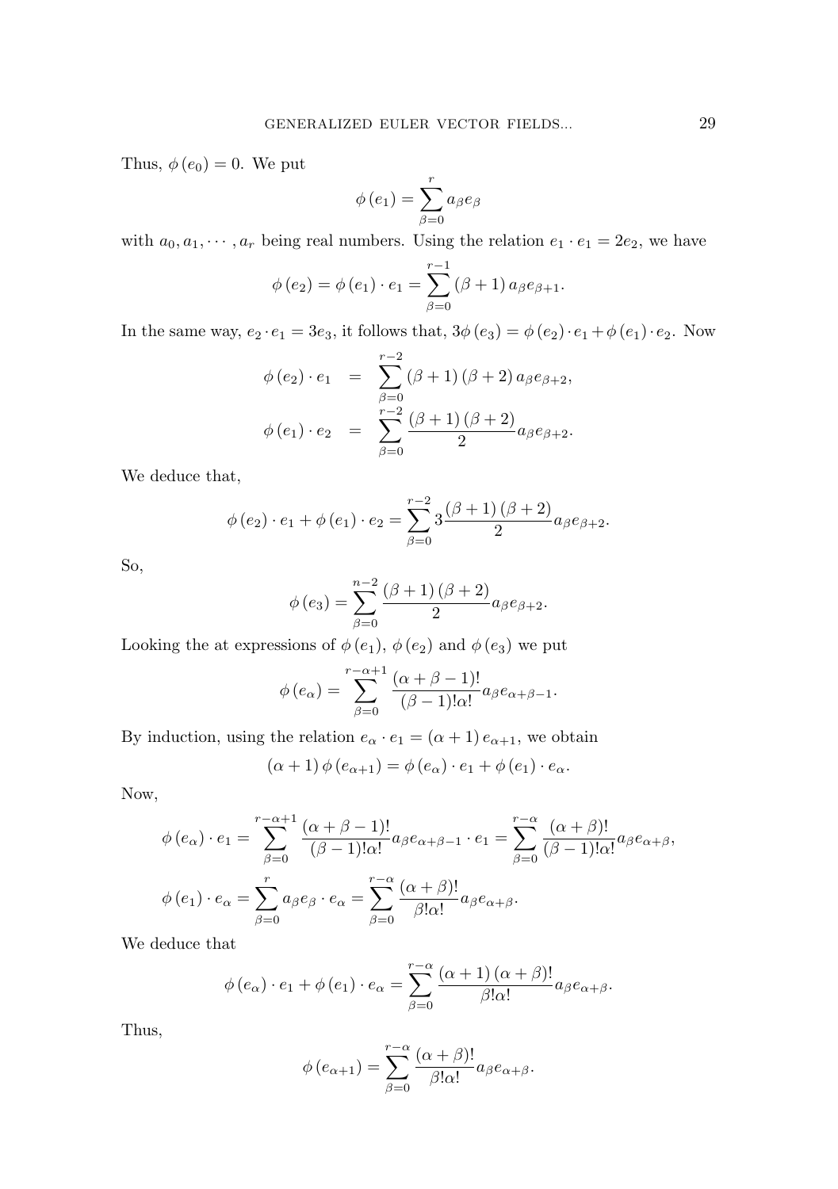Thus, $\phi(e_0) = 0$. We put

$$\phi(e_1) = \sum_{\beta=0}^{r} a_\beta e_\beta$$

with $a_0, a_1, \cdots, a_r$ being real numbers. Using the relation $e_1 \cdot e_1 = 2e_2$, we have

$$\phi(e_2) = \phi(e_1) \cdot e_1 = \sum_{\beta=0}^{r-1} (\beta+1) a_\beta e_{\beta+1}.$$

In the same way, $e_2 \cdot e_1 = 3e_3$, it follows that, $3\phi(e_3) = \phi(e_2) \cdot e_1 + \phi(e_1) \cdot e_2$. Now

$$\begin{aligned} \phi(e_2) \cdot e_1 &= \sum_{\beta=0}^{r-2} (\beta+1)(\beta+2) a_\beta e_{\beta+2}, \\ \phi(e_1) \cdot e_2 &= \sum_{\beta=0}^{r-2} \frac{(\beta+1)(\beta+2)}{2} a_\beta e_{\beta+2}. \end{aligned}$$

We deduce that,

$$\phi(e_2) \cdot e_1 + \phi(e_1) \cdot e_2 = \sum_{\beta=0}^{r-2} 3\frac{(\beta+1)(\beta+2)}{2} a_\beta e_{\beta+2}.$$

So,

$$\phi(e_3) = \sum_{\beta=0}^{n-2} \frac{(\beta+1)(\beta+2)}{2} a_\beta e_{\beta+2}.$$

Looking the at expressions of $\phi(e_1)$, $\phi(e_2)$ and $\phi(e_3)$ we put

$$\phi(e_\alpha) = \sum_{\beta=0}^{r-\alpha+1} \frac{(\alpha+\beta-1)!}{(\beta-1)!\alpha!} a_\beta e_{\alpha+\beta-1}.$$

By induction, using the relation $e_\alpha \cdot e_1 = (\alpha+1) e_{\alpha+1}$, we obtain

$$(\alpha+1)\phi(e_{\alpha+1}) = \phi(e_\alpha) \cdot e_1 + \phi(e_1) \cdot e_\alpha.$$

Now,

$$\phi(e_\alpha) \cdot e_1 = \sum_{\beta=0}^{r-\alpha+1} \frac{(\alpha+\beta-1)!}{(\beta-1)!\alpha!} a_\beta e_{\alpha+\beta-1} \cdot e_1 = \sum_{\beta=0}^{r-\alpha} \frac{(\alpha+\beta)!}{(\beta-1)!\alpha!} a_\beta e_{\alpha+\beta},$$

$$\phi(e_1) \cdot e_\alpha = \sum_{\beta=0}^{r} a_\beta e_\beta \cdot e_\alpha = \sum_{\beta=0}^{r-\alpha} \frac{(\alpha+\beta)!}{\beta!\alpha!} a_\beta e_{\alpha+\beta}.$$

We deduce that

$$\phi(e_\alpha) \cdot e_1 + \phi(e_1) \cdot e_\alpha = \sum_{\beta=0}^{r-\alpha} \frac{(\alpha+1)(\alpha+\beta)!}{\beta!\alpha!} a_\beta e_{\alpha+\beta}.$$

Thus,

$$\phi(e_{\alpha+1}) = \sum_{\beta=0}^{r-\alpha} \frac{(\alpha+\beta)!}{\beta!\alpha!} a_\beta e_{\alpha+\beta}.$$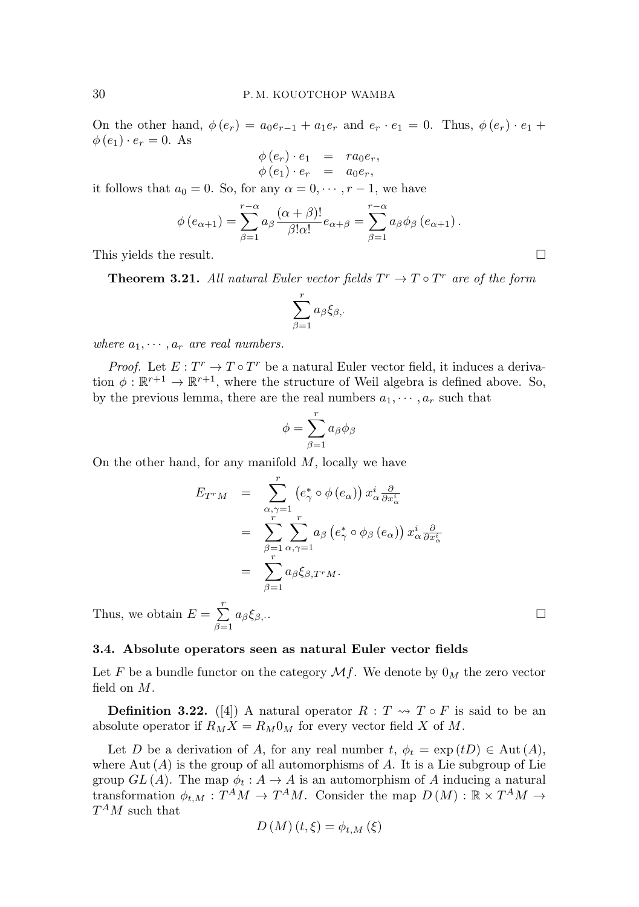On the other hand, $\phi(e_r) = a_0 e_{r-1} + a_1 e_r$ and $e_r \cdot e_1 = 0$. Thus, $\phi(e_r) \cdot e_1 + \phi(e_1) \cdot e_r = 0$. As

$$
\begin{aligned}
\phi(e_r) \cdot e_1 &= r a_0 e_r, \\
\phi(e_1) \cdot e_r &= a_0 e_r,
\end{aligned}
$$

it follows that $a_0 = 0$. So, for any $\alpha = 0, \cdots, r-1$, we have

$$
\phi(e_{\alpha+1}) = \sum_{\beta=1}^{r-\alpha} a_\beta \frac{(\alpha+\beta)!}{\beta!\alpha!} e_{\alpha+\beta} = \sum_{\beta=1}^{r-\alpha} a_\beta \phi_\beta(e_{\alpha+1}).
$$

This yields the result. □

**Theorem 3.21.** *All natural Euler vector fields $T^r \to T \circ T^r$ are of the form*

$$
\sum_{\beta=1}^{r} a_\beta \xi_{\beta,\cdot}
$$

*where $a_1, \cdots, a_r$ are real numbers.*

*Proof.* Let $E : T^r \to T \circ T^r$ be a natural Euler vector field, it induces a derivation $\phi : \mathbb{R}^{r+1} \to \mathbb{R}^{r+1}$, where the structure of Weil algebra is defined above. So, by the previous lemma, there are the real numbers $a_1, \cdots, a_r$ such that

$$
\phi = \sum_{\beta=1}^{r} a_\beta \phi_\beta
$$

On the other hand, for any manifold $M$, locally we have

$$
\begin{aligned}
E_{T^r M} &= \sum_{\alpha,\gamma=1}^{r} \left(e_\gamma^* \circ \phi(e_\alpha)\right) x_\alpha^i \tfrac{\partial}{\partial x_\alpha^i} \\
&= \sum_{\beta=1}^{r} \sum_{\alpha,\gamma=1}^{r} a_\beta \left(e_\gamma^* \circ \phi_\beta(e_\alpha)\right) x_\alpha^i \tfrac{\partial}{\partial x_\alpha^i} \\
&= \sum_{\beta=1}^{r} a_\beta \xi_{\beta,T^r M}.
\end{aligned}
$$

Thus, we obtain $E = \sum\limits_{\beta=1}^{r} a_\beta \xi_{\beta,\cdot}$. □

### 3.4. Absolute operators seen as natural Euler vector fields

Let $F$ be a bundle functor on the category $\mathcal{M}f$. We denote by $0_M$ the zero vector field on $M$.

**Definition 3.22.** ([4]) A natural operator $R : T \rightsquigarrow T \circ F$ is said to be an absolute operator if $R_M X = R_M 0_M$ for every vector field $X$ of $M$.

Let $D$ be a derivation of $A$, for any real number $t$, $\phi_t = \exp(tD) \in \operatorname{Aut}(A)$, where $\operatorname{Aut}(A)$ is the group of all automorphisms of $A$. It is a Lie subgroup of Lie group $GL(A)$. The map $\phi_t : A \to A$ is an automorphism of $A$ inducing a natural transformation $\phi_{t,M} : T^A M \to T^A M$. Consider the map $D(M) : \mathbb{R} \times T^A M \to T^A M$ such that

$$
D(M)(t,\xi) = \phi_{t,M}(\xi)
$$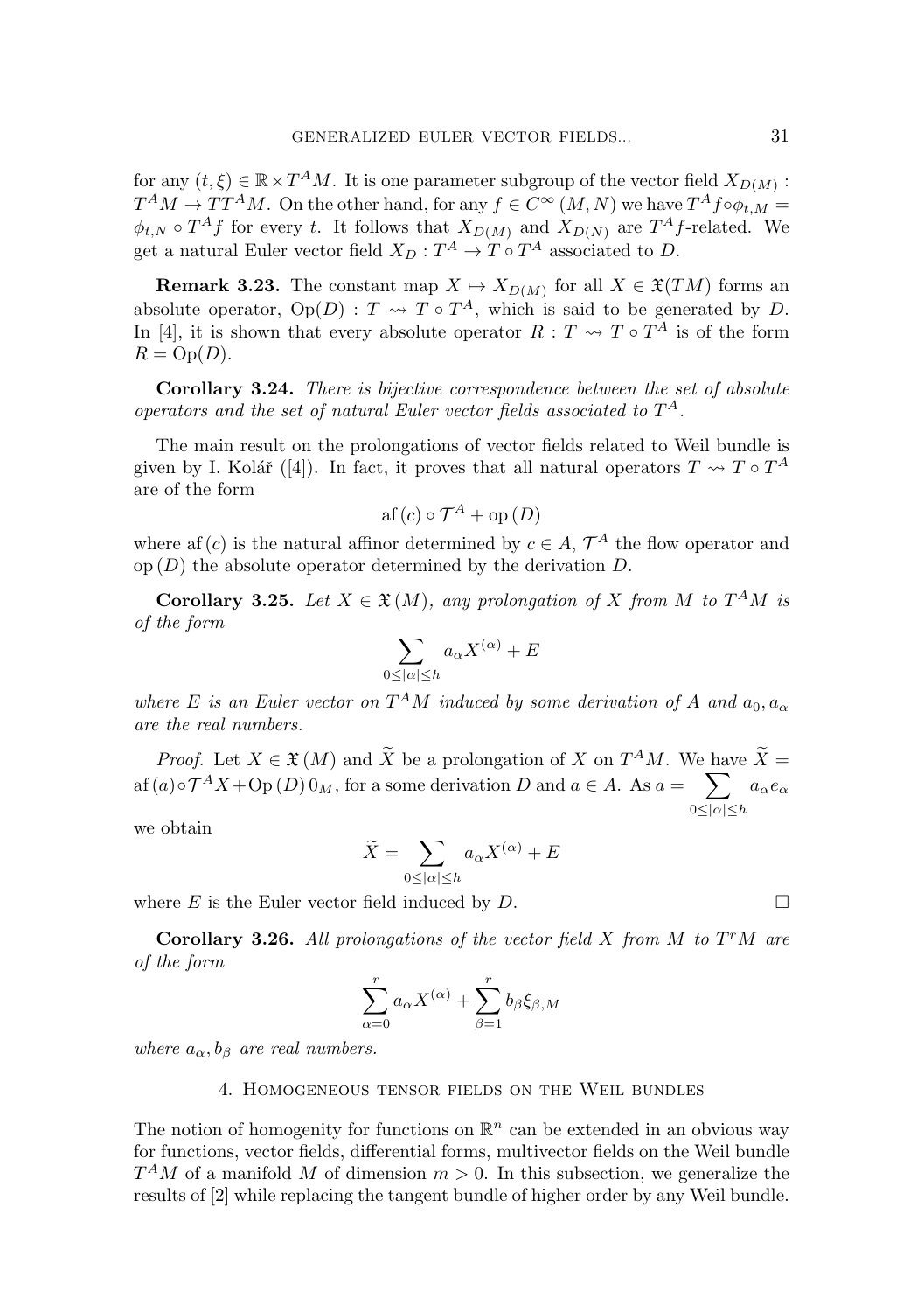for any $(t, \xi) \in \mathbb{R} \times T^A M$. It is one parameter subgroup of the vector field $X_{D(M)} : T^A M \to TT^A M$. On the other hand, for any $f \in C^\infty(M, N)$ we have $T^A f \circ \phi_{t,M} = \phi_{t,N} \circ T^A f$ for every $t$. It follows that $X_{D(M)}$ and $X_{D(N)}$ are $T^A f$-related. We get a natural Euler vector field $X_D : T^A \to T \circ T^A$ associated to $D$.

**Remark 3.23.** The constant map $X \mapsto X_{D(M)}$ for all $X \in \mathfrak{X}(TM)$ forms an absolute operator, $\mathrm{Op}(D) : T \rightsquigarrow T \circ T^A$, which is said to be generated by $D$. In [4], it is shown that every absolute operator $R : T \rightsquigarrow T \circ T^A$ is of the form $R = \mathrm{Op}(D)$.

**Corollary 3.24.** *There is bijective correspondence between the set of absolute operators and the set of natural Euler vector fields associated to $T^A$.*

The main result on the prolongations of vector fields related to Weil bundle is given by I. Kolář ([4]). In fact, it proves that all natural operators $T \rightsquigarrow T \circ T^A$ are of the form

$$\mathrm{af}(c) \circ \mathcal{T}^A + \mathrm{op}(D)$$

where $\mathrm{af}(c)$ is the natural affinor determined by $c \in A$, $\mathcal{T}^A$ the flow operator and $\mathrm{op}(D)$ the absolute operator determined by the derivation $D$.

**Corollary 3.25.** *Let $X \in \mathfrak{X}(M)$, any prolongation of $X$ from $M$ to $T^A M$ is of the form*

$$\sum_{0 \le |\alpha| \le h} a_\alpha X^{(\alpha)} + E$$

*where $E$ is an Euler vector on $T^A M$ induced by some derivation of $A$ and $a_0, a_\alpha$ are the real numbers.*

*Proof.* Let $X \in \mathfrak{X}(M)$ and $\widetilde{X}$ be a prolongation of $X$ on $T^A M$. We have $\widetilde{X} = \mathrm{af}(a) \circ \mathcal{T}^A X + \mathrm{Op}(D) 0_M$, for a some derivation $D$ and $a \in A$. As $a = \sum_{0 \le |\alpha| \le h} a_\alpha e_\alpha$ we obtain

$$\widetilde{X} = \sum_{0 \le |\alpha| \le h} a_\alpha X^{(\alpha)} + E$$

where $E$ is the Euler vector field induced by $D$. □

**Corollary 3.26.** *All prolongations of the vector field $X$ from $M$ to $T^r M$ are of the form*

$$\sum_{\alpha=0}^{r} a_\alpha X^{(\alpha)} + \sum_{\beta=1}^{r} b_\beta \xi_{\beta,M}$$

*where $a_\alpha, b_\beta$ are real numbers.*

## 4. Homogeneous tensor fields on the Weil bundles

The notion of homogenity for functions on $\mathbb{R}^n$ can be extended in an obvious way for functions, vector fields, differential forms, multivector fields on the Weil bundle $T^A M$ of a manifold $M$ of dimension $m > 0$. In this subsection, we generalize the results of [2] while replacing the tangent bundle of higher order by any Weil bundle.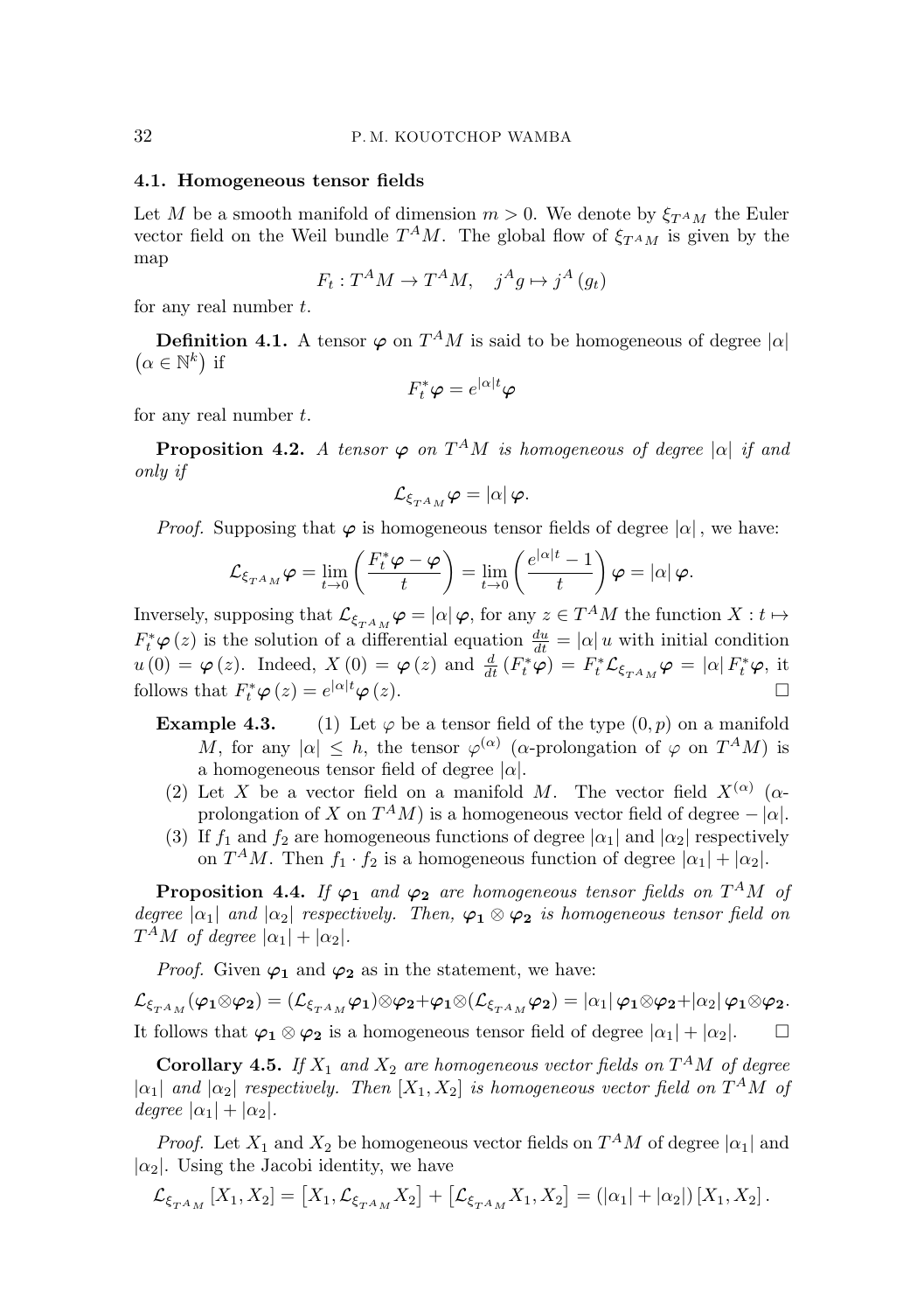### 4.1. Homogeneous tensor fields

Let $M$ be a smooth manifold of dimension $m > 0$. We denote by $\xi_{T^A M}$ the Euler vector field on the Weil bundle $T^A M$. The global flow of $\xi_{T^A M}$ is given by the map

$$F_t : T^A M \to T^A M, \quad j^A g \mapsto j^A (g_t)$$

for any real number $t$.

**Definition 4.1.** A tensor $\varphi$ on $T^A M$ is said to be homogeneous of degree $|\alpha|$ $(\alpha \in \mathbb{N}^k)$ if

$$F_t^* \varphi = e^{|\alpha| t} \varphi$$

for any real number $t$.

**Proposition 4.2.** *A tensor $\varphi$ on $T^A M$ is homogeneous of degree $|\alpha|$ if and only if*

$$\mathcal{L}_{\xi_{T^A M}} \varphi = |\alpha| \varphi.$$

*Proof.* Supposing that $\varphi$ is homogeneous tensor fields of degree $|\alpha|$, we have:

$$\mathcal{L}_{\xi_{T^A M}} \varphi = \lim_{t \to 0} \left( \frac{F_t^* \varphi - \varphi}{t} \right) = \lim_{t \to 0} \left( \frac{e^{|\alpha| t} - 1}{t} \right) \varphi = |\alpha| \varphi.$$

Inversely, supposing that $\mathcal{L}_{\xi_{T^A M}} \varphi = |\alpha| \varphi$, for any $z \in T^A M$ the function $X : t \mapsto F_t^* \varphi(z)$ is the solution of a differential equation $\frac{du}{dt} = |\alpha| u$ with initial condition $u(0) = \varphi(z)$. Indeed, $X(0) = \varphi(z)$ and $\frac{d}{dt}(F_t^* \varphi) = F_t^* \mathcal{L}_{\xi_{T^A M}} \varphi = |\alpha| F_t^* \varphi$, it follows that $F_t^* \varphi(z) = e^{|\alpha| t} \varphi(z)$. $\square$

**Example 4.3.**
1. Let $\varphi$ be a tensor field of the type $(0, p)$ on a manifold $M$, for any $|\alpha| \leq h$, the tensor $\varphi^{(\alpha)}$ ($\alpha$-prolongation of $\varphi$ on $T^A M$) is a homogeneous tensor field of degree $|\alpha|$.
2. Let $X$ be a vector field on a manifold $M$. The vector field $X^{(\alpha)}$ ($\alpha$-prolongation of $X$ on $T^A M$) is a homogeneous vector field of degree $-|\alpha|$.
3. If $f_1$ and $f_2$ are homogeneous functions of degree $|\alpha_1|$ and $|\alpha_2|$ respectively on $T^A M$. Then $f_1 \cdot f_2$ is a homogeneous function of degree $|\alpha_1| + |\alpha_2|$.

**Proposition 4.4.** *If $\varphi_1$ and $\varphi_2$ are homogeneous tensor fields on $T^A M$ of degree $|\alpha_1|$ and $|\alpha_2|$ respectively. Then, $\varphi_1 \otimes \varphi_2$ is homogeneous tensor field on $T^A M$ of degree $|\alpha_1| + |\alpha_2|$.*

*Proof.* Given $\varphi_1$ and $\varphi_2$ as in the statement, we have:

$$\mathcal{L}_{\xi_{T^A M}} (\varphi_1 \otimes \varphi_2) = (\mathcal{L}_{\xi_{T^A M}} \varphi_1) \otimes \varphi_2 + \varphi_1 \otimes (\mathcal{L}_{\xi_{T^A M}} \varphi_2) = |\alpha_1| \varphi_1 \otimes \varphi_2 + |\alpha_2| \varphi_1 \otimes \varphi_2.$$

It follows that $\varphi_1 \otimes \varphi_2$ is a homogeneous tensor field of degree $|\alpha_1| + |\alpha_2|$. $\square$

**Corollary 4.5.** *If $X_1$ and $X_2$ are homogeneous vector fields on $T^A M$ of degree $|\alpha_1|$ and $|\alpha_2|$ respectively. Then $[X_1, X_2]$ is homogeneous vector field on $T^A M$ of degree $|\alpha_1| + |\alpha_2|$.*

*Proof.* Let $X_1$ and $X_2$ be homogeneous vector fields on $T^A M$ of degree $|\alpha_1|$ and $|\alpha_2|$. Using the Jacobi identity, we have

$$\mathcal{L}_{\xi_{T^A M}} [X_1, X_2] = \left[ X_1, \mathcal{L}_{\xi_{T^A M}} X_2 \right] + \left[ \mathcal{L}_{\xi_{T^A M}} X_1, X_2 \right] = (|\alpha_1| + |\alpha_2|) [X_1, X_2].$$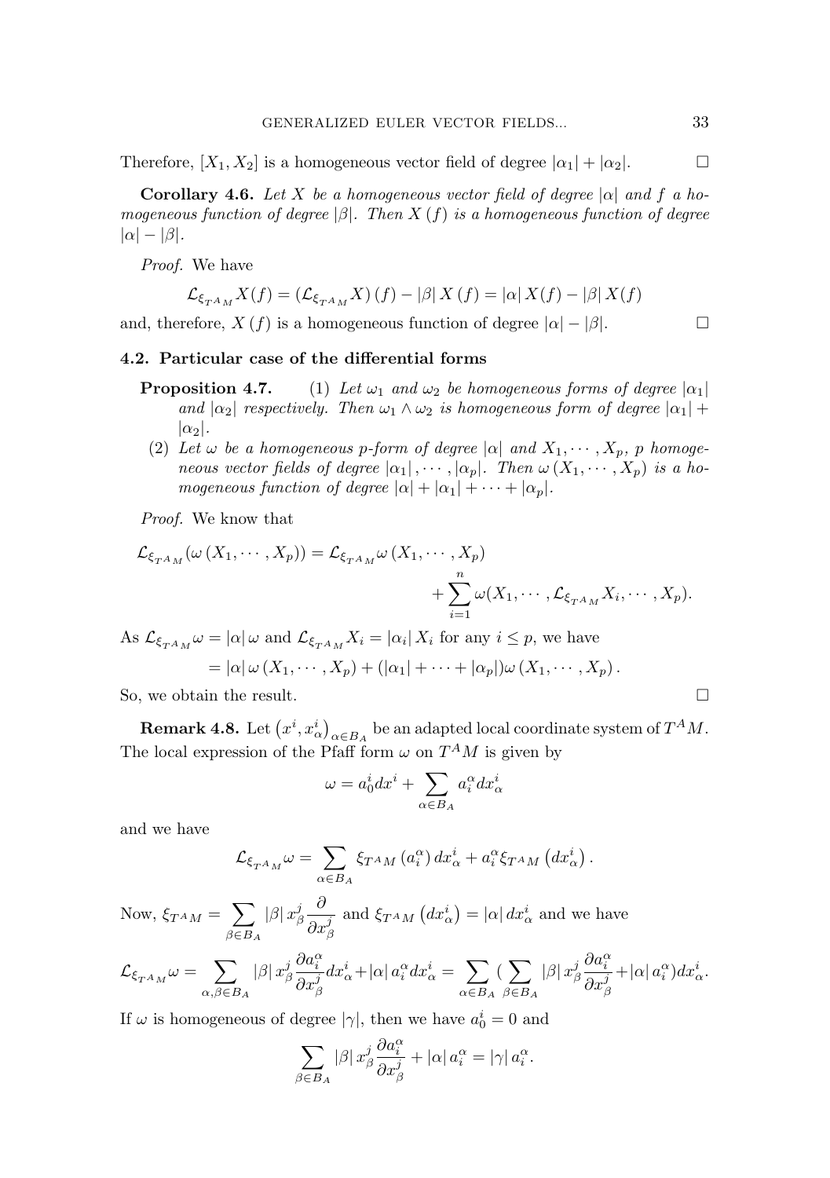Therefore, $[X_1, X_2]$ is a homogeneous vector field of degree $|\alpha_1| + |\alpha_2|$. □

**Corollary 4.6.** *Let $X$ be a homogeneous vector field of degree $|\alpha|$ and $f$ a homogeneous function of degree $|\beta|$. Then $X(f)$ is a homogeneous function of degree $|\alpha| - |\beta|$.*

*Proof.* We have

$$\mathcal{L}_{\xi_{T^A M}} X(f) = (\mathcal{L}_{\xi_{T^A M}} X)(f) - |\beta| X(f) = |\alpha| X(f) - |\beta| X(f)$$

and, therefore, $X(f)$ is a homogeneous function of degree $|\alpha| - |\beta|$. □

### 4.2. Particular case of the differential forms

**Proposition 4.7.** (1) *Let $\omega_1$ and $\omega_2$ be homogeneous forms of degree $|\alpha_1|$ and $|\alpha_2|$ respectively. Then $\omega_1 \wedge \omega_2$ is homogeneous form of degree $|\alpha_1| + |\alpha_2|$.*

(2) *Let $\omega$ be a homogeneous $p$-form of degree $|\alpha|$ and $X_1, \cdots, X_p$, $p$ homogeneous vector fields of degree $|\alpha_1|, \cdots, |\alpha_p|$. Then $\omega(X_1, \cdots, X_p)$ is a homogeneous function of degree $|\alpha| + |\alpha_1| + \cdots + |\alpha_p|$.*

*Proof.* We know that

$$\mathcal{L}_{\xi_{T^A M}}(\omega(X_1, \cdots, X_p)) = \mathcal{L}_{\xi_{T^A M}} \omega(X_1, \cdots, X_p) + \sum_{i=1}^{n} \omega(X_1, \cdots, \mathcal{L}_{\xi_{T^A M}} X_i, \cdots, X_p).$$

As $\mathcal{L}_{\xi_{T^A M}} \omega = |\alpha| \omega$ and $\mathcal{L}_{\xi_{T^A M}} X_i = |\alpha_i| X_i$ for any $i \leq p$, we have

$$= |\alpha| \omega(X_1, \cdots, X_p) + (|\alpha_1| + \cdots + |\alpha_p|) \omega(X_1, \cdots, X_p).$$

So, we obtain the result. □

**Remark 4.8.** Let $(x^i, x^i_\alpha)_{\alpha \in B_A}$ be an adapted local coordinate system of $T^A M$. The local expression of the Pfaff form $\omega$ on $T^A M$ is given by

$$\omega = a^i_0 dx^i + \sum_{\alpha \in B_A} a^\alpha_i dx^i_\alpha$$

and we have

$$\mathcal{L}_{\xi_{T^A M}} \omega = \sum_{\alpha \in B_A} \xi_{T^A M}(a^\alpha_i) dx^i_\alpha + a^\alpha_i \xi_{T^A M}(dx^i_\alpha).$$

Now, $\xi_{T^A M} = \sum_{\beta \in B_A} |\beta| x^j_\beta \dfrac{\partial}{\partial x^j_\beta}$ and $\xi_{T^A M}(dx^i_\alpha) = |\alpha| dx^i_\alpha$ and we have

$$\mathcal{L}_{\xi_{T^A M}} \omega = \sum_{\alpha, \beta \in B_A} |\beta| x^j_\beta \frac{\partial a^\alpha_i}{\partial x^j_\beta} dx^i_\alpha + |\alpha| a^\alpha_i dx^i_\alpha = \sum_{\alpha \in B_A} \Big(\sum_{\beta \in B_A} |\beta| x^j_\beta \frac{\partial a^\alpha_i}{\partial x^j_\beta} + |\alpha| a^\alpha_i\Big) dx^i_\alpha.$$

If $\omega$ is homogeneous of degree $|\gamma|$, then we have $a^i_0 = 0$ and

$$\sum_{\beta \in B_A} |\beta| x^j_\beta \frac{\partial a^\alpha_i}{\partial x^j_\beta} + |\alpha| a^\alpha_i = |\gamma| a^\alpha_i.$$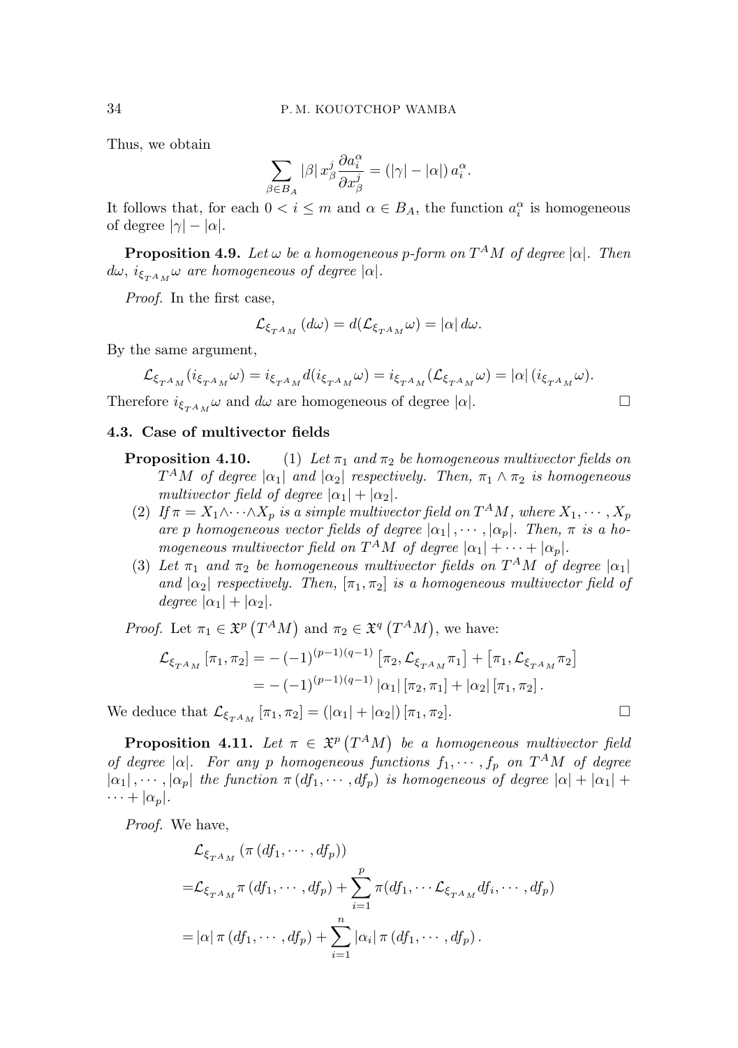Thus, we obtain

$$\sum_{\beta \in B_A} |\beta| \, x^j_\beta \frac{\partial a^\alpha_i}{\partial x^j_\beta} = (|\gamma| - |\alpha|) \, a^\alpha_i.$$

It follows that, for each $0 < i \leq m$ and $\alpha \in B_A$, the function $a^\alpha_i$ is homogeneous of degree $|\gamma| - |\alpha|$.

**Proposition 4.9.** *Let $\omega$ be a homogeneous $p$-form on $T^A M$ of degree $|\alpha|$. Then $d\omega$, $i_{\xi_{T^A M}} \omega$ are homogeneous of degree $|\alpha|$.*

*Proof.* In the first case,

$$\mathcal{L}_{\xi_{T^A M}} (d\omega) = d(\mathcal{L}_{\xi_{T^A M}} \omega) = |\alpha| \, d\omega.$$

By the same argument,

$$\mathcal{L}_{\xi_{T^A M}} (i_{\xi_{T^A M}} \omega) = i_{\xi_{T^A M}} d(i_{\xi_{T^A M}} \omega) = i_{\xi_{T^A M}} (\mathcal{L}_{\xi_{T^A M}} \omega) = |\alpha| \, (i_{\xi_{T^A M}} \omega).$$

Therefore $i_{\xi_{T^A M}} \omega$ and $d\omega$ are homogeneous of degree $|\alpha|$. □

### 4.3. Case of multivector fields

**Proposition 4.10.**

1. *Let $\pi_1$ and $\pi_2$ be homogeneous multivector fields on $T^A M$ of degree $|\alpha_1|$ and $|\alpha_2|$ respectively. Then, $\pi_1 \wedge \pi_2$ is homogeneous multivector field of degree $|\alpha_1| + |\alpha_2|$.*
2. *If $\pi = X_1 \wedge \cdots \wedge X_p$ is a simple multivector field on $T^A M$, where $X_1, \cdots, X_p$ are $p$ homogeneous vector fields of degree $|\alpha_1|, \cdots, |\alpha_p|$. Then, $\pi$ is a homogeneous multivector field on $T^A M$ of degree $|\alpha_1| + \cdots + |\alpha_p|$.*
3. *Let $\pi_1$ and $\pi_2$ be homogeneous multivector fields on $T^A M$ of degree $|\alpha_1|$ and $|\alpha_2|$ respectively. Then, $[\pi_1, \pi_2]$ is a homogeneous multivector field of degree $|\alpha_1| + |\alpha_2|$.*

*Proof.* Let $\pi_1 \in \mathfrak{X}^p (T^A M)$ and $\pi_2 \in \mathfrak{X}^q (T^A M)$, we have:

$$\begin{aligned}
\mathcal{L}_{\xi_{T^A M}} [\pi_1, \pi_2] &= -(-1)^{(p-1)(q-1)} \left[ \pi_2, \mathcal{L}_{\xi_{T^A M}} \pi_1 \right] + \left[ \pi_1, \mathcal{L}_{\xi_{T^A M}} \pi_2 \right] \\
&= -(-1)^{(p-1)(q-1)} |\alpha_1| \, [\pi_2, \pi_1] + |\alpha_2| \, [\pi_1, \pi_2].
\end{aligned}$$

We deduce that $\mathcal{L}_{\xi_{T^A M}} [\pi_1, \pi_2] = (|\alpha_1| + |\alpha_2|) \, [\pi_1, \pi_2]$. □

**Proposition 4.11.** *Let $\pi \in \mathfrak{X}^p (T^A M)$ be a homogeneous multivector field of degree $|\alpha|$. For any $p$ homogeneous functions $f_1, \cdots, f_p$ on $T^A M$ of degree $|\alpha_1|, \cdots, |\alpha_p|$ the function $\pi (df_1, \cdots, df_p)$ is homogeneous of degree $|\alpha| + |\alpha_1| + \cdots + |\alpha_p|$.*

*Proof.* We have,

$$\begin{aligned}
&\mathcal{L}_{\xi_{T^A M}} (\pi (df_1, \cdots, df_p)) \\
=&\mathcal{L}_{\xi_{T^A M}} \pi (df_1, \cdots, df_p) + \sum_{i=1}^{p} \pi (df_1, \cdots \mathcal{L}_{\xi_{T^A M}} df_i, \cdots, df_p) \\
=& \, |\alpha| \, \pi (df_1, \cdots, df_p) + \sum_{i=1}^{n} |\alpha_i| \, \pi (df_1, \cdots, df_p).
\end{aligned}$$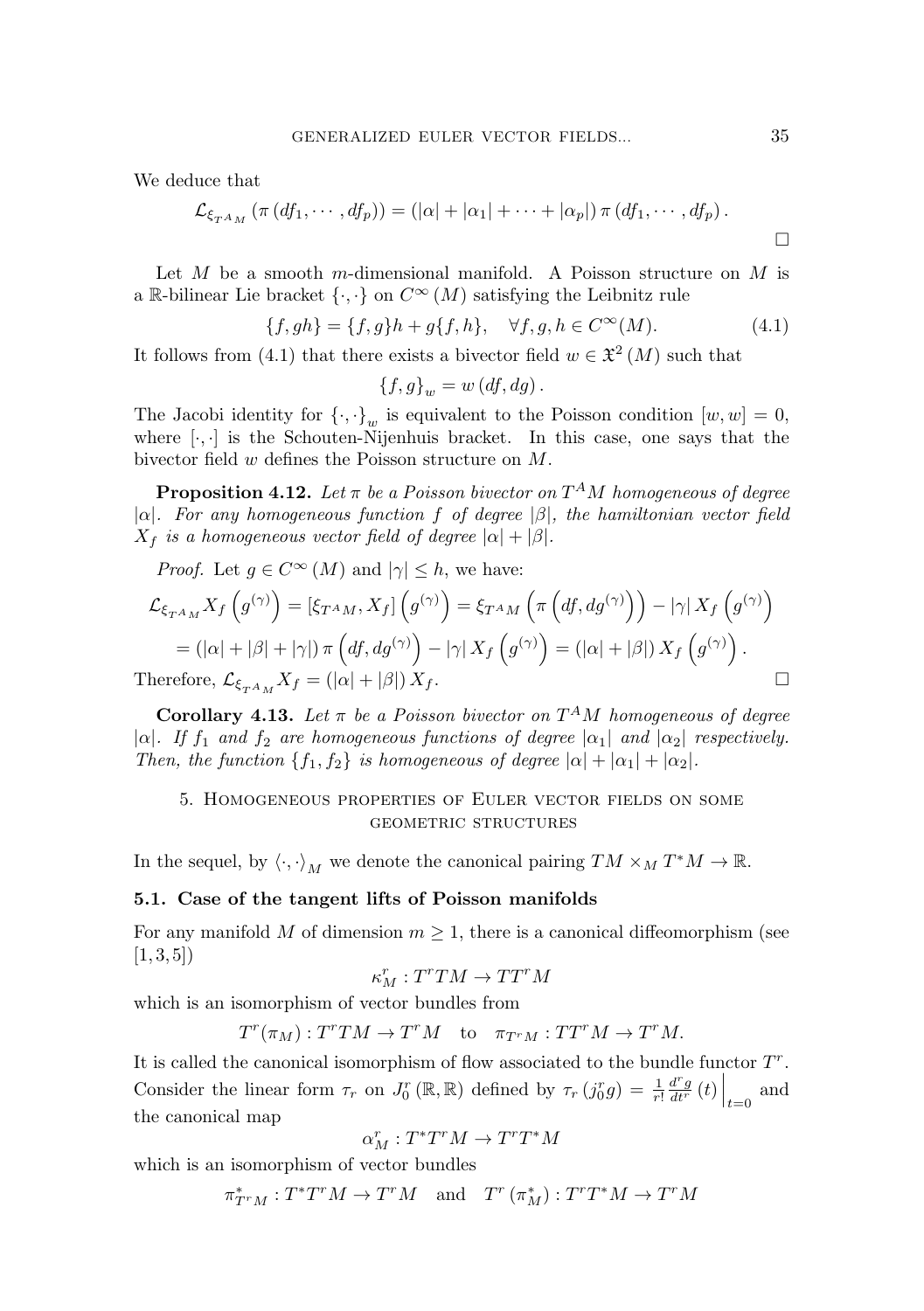We deduce that

$$\mathcal{L}_{\xi_{T^AM}}\left(\pi\left(df_1,\cdots,df_p\right)\right)=\left(|\alpha|+|\alpha_1|+\cdots+|\alpha_p|\right)\pi\left(df_1,\cdots,df_p\right).$$

$\square$

Let $M$ be a smooth $m$-dimensional manifold. A Poisson structure on $M$ is a $\mathbb{R}$-bilinear Lie bracket $\{\cdot,\cdot\}$ on $C^\infty(M)$ satisfying the Leibnitz rule

$$\{f,gh\}=\{f,g\}h+g\{f,h\},\quad \forall f,g,h\in C^\infty(M). \tag{4.1}$$

It follows from (4.1) that there exists a bivector field $w\in\mathfrak{X}^2(M)$ such that

$$\{f,g\}_w=w\left(df,dg\right).$$

The Jacobi identity for $\{\cdot,\cdot\}_w$ is equivalent to the Poisson condition $[w,w]=0$, where $[\cdot,\cdot]$ is the Schouten-Nijenhuis bracket. In this case, one says that the bivector field $w$ defines the Poisson structure on $M$.

**Proposition 4.12.** *Let $\pi$ be a Poisson bivector on $T^AM$ homogeneous of degree $|\alpha|$. For any homogeneous function $f$ of degree $|\beta|$, the hamiltonian vector field $X_f$ is a homogeneous vector field of degree $|\alpha|+|\beta|$.*

*Proof.* Let $g\in C^\infty(M)$ and $|\gamma|\leq h$, we have:

$$\begin{aligned}\mathcal{L}_{\xi_{T^AM}}X_f\left(g^{(\gamma)}\right)&=\left[\xi_{T^AM},X_f\right]\left(g^{(\gamma)}\right)=\xi_{T^AM}\left(\pi\left(df,dg^{(\gamma)}\right)\right)-|\gamma|\,X_f\left(g^{(\gamma)}\right)\\&=\left(|\alpha|+|\beta|+|\gamma|\right)\pi\left(df,dg^{(\gamma)}\right)-|\gamma|\,X_f\left(g^{(\gamma)}\right)=\left(|\alpha|+|\beta|\right)X_f\left(g^{(\gamma)}\right).\end{aligned}$$

Therefore, $\mathcal{L}_{\xi_{T^AM}}X_f=\left(|\alpha|+|\beta|\right)X_f$. $\square$

**Corollary 4.13.** *Let $\pi$ be a Poisson bivector on $T^AM$ homogeneous of degree $|\alpha|$. If $f_1$ and $f_2$ are homogeneous functions of degree $|\alpha_1|$ and $|\alpha_2|$ respectively. Then, the function $\{f_1,f_2\}$ is homogeneous of degree $|\alpha|+|\alpha_1|+|\alpha_2|$.*

## 5. Homogeneous properties of Euler vector fields on some geometric structures

In the sequel, by $\langle\cdot,\cdot\rangle_M$ we denote the canonical pairing $TM\times_M T^*M\to\mathbb{R}$.

### 5.1. Case of the tangent lifts of Poisson manifolds

For any manifold $M$ of dimension $m\geq 1$, there is a canonical diffeomorphism (see [1, 3, 5])

$$\kappa_M^r: T^rTM\to TT^rM$$

which is an isomorphism of vector bundles from

$$T^r(\pi_M): T^rTM\to T^rM\quad\text{to}\quad \pi_{T^rM}: TT^rM\to T^rM.$$

It is called the canonical isomorphism of flow associated to the bundle functor $T^r$. Consider the linear form $\tau_r$ on $J_0^r(\mathbb{R},\mathbb{R})$ defined by $\tau_r\left(j_0^rg\right)=\frac{1}{r!}\frac{d^rg}{dt^r}(t)\Big|_{t=0}$ and the canonical map

$$\alpha_M^r: T^*T^rM\to T^rT^*M$$

which is an isomorphism of vector bundles

$$\pi^*_{T^rM}: T^*T^rM\to T^rM\quad\text{and}\quad T^r\left(\pi_M^*\right): T^rT^*M\to T^rM$$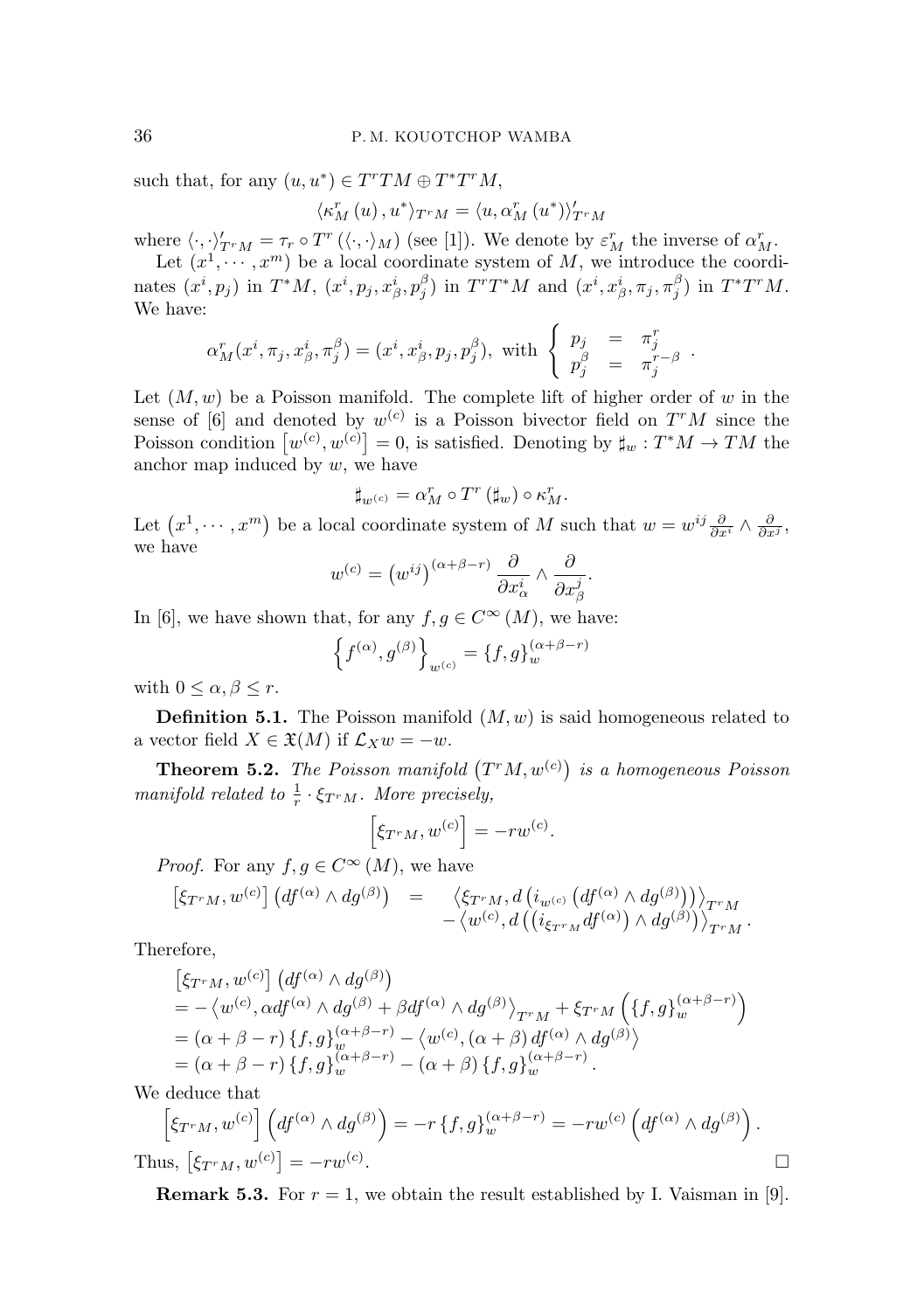such that, for any $(u, u^*) \in T^rTM \oplus T^*T^rM$,

$$\langle \kappa_M^r(u), u^* \rangle_{T^rM} = \langle u, \alpha_M^r(u^*) \rangle'_{T^rM}$$

where $\langle \cdot, \cdot \rangle'_{T^rM} = \tau_r \circ T^r(\langle \cdot, \cdot \rangle_M)$ (see [1]). We denote by $\varepsilon_M^r$ the inverse of $\alpha_M^r$.

Let $(x^1, \cdots, x^m)$ be a local coordinate system of $M$, we introduce the coordinates $(x^i, p_j)$ in $T^*M$, $(x^i, p_j, x_\beta^i, p_j^\beta)$ in $T^rT^*M$ and $(x^i, x_\beta^i, \pi_j, \pi_j^\beta)$ in $T^*T^rM$. We have:

$$\alpha_M^r(x^i, \pi_j, x_\beta^i, \pi_j^\beta) = (x^i, x_\beta^i, p_j, p_j^\beta), \text{ with } \left\{ \begin{array}{lll} p_j & = & \pi_j^r \\ p_j^\beta & = & \pi_j^{r-\beta} \end{array} \right. .$$

Let $(M, w)$ be a Poisson manifold. The complete lift of higher order of $w$ in the sense of [6] and denoted by $w^{(c)}$ is a Poisson bivector field on $T^rM$ since the Poisson condition $\left[w^{(c)}, w^{(c)}\right] = 0$, is satisfied. Denoting by $\sharp_w : T^*M \to TM$ the anchor map induced by $w$, we have

$$\sharp_{w^{(c)}} = \alpha_M^r \circ T^r(\sharp_w) \circ \kappa_M^r.$$

Let $\left(x^1, \cdots, x^m\right)$ be a local coordinate system of $M$ such that $w = w^{ij} \frac{\partial}{\partial x^i} \wedge \frac{\partial}{\partial x^j}$, we have

$$w^{(c)} = \left(w^{ij}\right)^{(\alpha+\beta-r)} \frac{\partial}{\partial x_\alpha^i} \wedge \frac{\partial}{\partial x_\beta^j}.$$

In [6], we have shown that, for any $f, g \in C^\infty(M)$, we have:

$$\left\{ f^{(\alpha)}, g^{(\beta)} \right\}_{w^{(c)}} = \{f, g\}_w^{(\alpha+\beta-r)}$$

with $0 \leq \alpha, \beta \leq r$.

**Definition 5.1.** The Poisson manifold $(M, w)$ is said homogeneous related to a vector field $X \in \mathfrak{X}(M)$ if $\mathcal{L}_X w = -w$.

**Theorem 5.2.** *The Poisson manifold $\left(T^rM, w^{(c)}\right)$ is a homogeneous Poisson manifold related to $\frac{1}{r} \cdot \xi_{T^rM}$. More precisely,*

$$\left[\xi_{T^rM}, w^{(c)}\right] = -rw^{(c)}.$$

*Proof.* For any $f, g \in C^\infty(M)$, we have

$$\begin{array}{rcl} \left[\xi_{T^rM}, w^{(c)}\right]\left(df^{(\alpha)} \wedge dg^{(\beta)}\right) & = & \left\langle \xi_{T^rM}, d\left(i_{w^{(c)}}\left(df^{(\alpha)} \wedge dg^{(\beta)}\right)\right)\right\rangle_{T^rM} \\ & & -\left\langle w^{(c)}, d\left(\left(i_{\xi_{T^rM}} df^{(\alpha)}\right) \wedge dg^{(\beta)}\right)\right\rangle_{T^rM}. \end{array}$$

Therefore,

$$\begin{array}{l} \left[\xi_{T^rM}, w^{(c)}\right]\left(df^{(\alpha)} \wedge dg^{(\beta)}\right) \\ = -\left\langle w^{(c)}, \alpha df^{(\alpha)} \wedge dg^{(\beta)} + \beta df^{(\alpha)} \wedge dg^{(\beta)}\right\rangle_{T^rM} + \xi_{T^rM}\left(\{f, g\}_w^{(\alpha+\beta-r)}\right) \\ = (\alpha+\beta-r)\{f, g\}_w^{(\alpha+\beta-r)} - \left\langle w^{(c)}, (\alpha+\beta) df^{(\alpha)} \wedge dg^{(\beta)}\right\rangle \\ = (\alpha+\beta-r)\{f, g\}_w^{(\alpha+\beta-r)} - (\alpha+\beta)\{f, g\}_w^{(\alpha+\beta-r)}. \end{array}$$

We deduce that

$$\left[\xi_{T^rM}, w^{(c)}\right]\left(df^{(\alpha)} \wedge dg^{(\beta)}\right) = -r\{f, g\}_w^{(\alpha+\beta-r)} = -rw^{(c)}\left(df^{(\alpha)} \wedge dg^{(\beta)}\right).$$

Thus, $\left[\xi_{T^rM}, w^{(c)}\right] = -rw^{(c)}$. □

**Remark 5.3.** For $r = 1$, we obtain the result established by I. Vaisman in [9].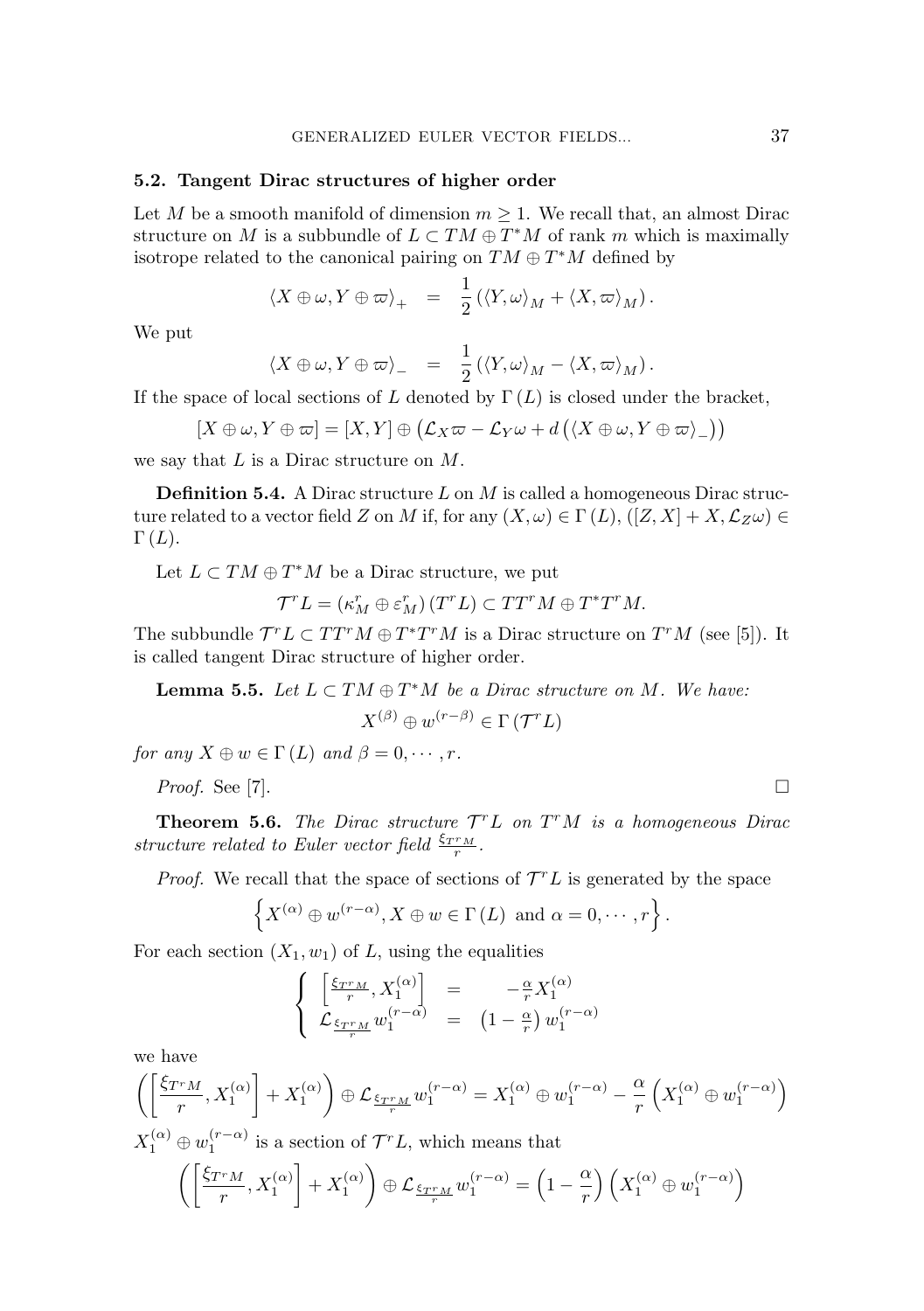### 5.2. Tangent Dirac structures of higher order

Let $M$ be a smooth manifold of dimension $m \geq 1$. We recall that, an almost Dirac structure on $M$ is a subbundle of $L \subset TM \oplus T^*M$ of rank $m$ which is maximally isotrope related to the canonical pairing on $TM \oplus T^*M$ defined by

$$\langle X \oplus \omega, Y \oplus \varpi \rangle_+ \quad = \quad \frac{1}{2} \left( \langle Y, \omega \rangle_M + \langle X, \varpi \rangle_M \right).$$

We put

$$\langle X \oplus \omega, Y \oplus \varpi \rangle_- \quad = \quad \frac{1}{2} \left( \langle Y, \omega \rangle_M - \langle X, \varpi \rangle_M \right).$$

If the space of local sections of $L$ denoted by $\Gamma(L)$ is closed under the bracket,

$$[X \oplus \omega, Y \oplus \varpi] = [X, Y] \oplus \left( \mathcal{L}_X \varpi - \mathcal{L}_Y \omega + d \left( \langle X \oplus \omega, Y \oplus \varpi \rangle_- \right) \right)$$

we say that $L$ is a Dirac structure on $M$.

**Definition 5.4.** A Dirac structure $L$ on $M$ is called a homogeneous Dirac structure related to a vector field $Z$ on $M$ if, for any $(X, \omega) \in \Gamma(L)$, $([Z, X] + X, \mathcal{L}_Z \omega) \in \Gamma(L)$.

Let $L \subset TM \oplus T^*M$ be a Dirac structure, we put

$$\mathcal{T}^r L = (\kappa_M^r \oplus \varepsilon_M^r)(T^r L) \subset TT^r M \oplus T^* T^r M.$$

The subbundle $\mathcal{T}^r L \subset TT^r M \oplus T^* T^r M$ is a Dirac structure on $T^r M$ (see [5]). It is called tangent Dirac structure of higher order.

**Lemma 5.5.** *Let $L \subset TM \oplus T^*M$ be a Dirac structure on $M$. We have:*

$$X^{(\beta)} \oplus w^{(r-\beta)} \in \Gamma(\mathcal{T}^r L)$$

*for any $X \oplus w \in \Gamma(L)$ and $\beta = 0, \cdots, r$.*

*Proof.* See [7]. $\square$

**Theorem 5.6.** *The Dirac structure $\mathcal{T}^r L$ on $T^r M$ is a homogeneous Dirac structure related to Euler vector field $\frac{\xi_{T^r M}}{r}$.*

*Proof.* We recall that the space of sections of $\mathcal{T}^r L$ is generated by the space

$$\left\{ X^{(\alpha)} \oplus w^{(r-\alpha)}, X \oplus w \in \Gamma(L) \text{ and } \alpha = 0, \cdots, r \right\}.$$

For each section $(X_1, w_1)$ of $L$, using the equalities

$$\begin{cases} \left[ \frac{\xi_{T^r M}}{r}, X_1^{(\alpha)} \right] & = \quad -\frac{\alpha}{r} X_1^{(\alpha)} \\ \mathcal{L}_{\frac{\xi_{T^r M}}{r}} w_1^{(r-\alpha)} & = \quad \left(1 - \frac{\alpha}{r}\right) w_1^{(r-\alpha)} \end{cases}$$

we have

$$\left( \left[ \frac{\xi_{T^r M}}{r}, X_1^{(\alpha)} \right] + X_1^{(\alpha)} \right) \oplus \mathcal{L}_{\frac{\xi_{T^r M}}{r}} w_1^{(r-\alpha)} = X_1^{(\alpha)} \oplus w_1^{(r-\alpha)} - \frac{\alpha}{r} \left( X_1^{(\alpha)} \oplus w_1^{(r-\alpha)} \right)$$

$X_1^{(\alpha)} \oplus w_1^{(r-\alpha)}$ is a section of $\mathcal{T}^r L$, which means that

$$\left( \left[ \frac{\xi_{T^r M}}{r}, X_1^{(\alpha)} \right] + X_1^{(\alpha)} \right) \oplus \mathcal{L}_{\frac{\xi_{T^r M}}{r}} w_1^{(r-\alpha)} = \left(1 - \frac{\alpha}{r}\right) \left( X_1^{(\alpha)} \oplus w_1^{(r-\alpha)} \right)$$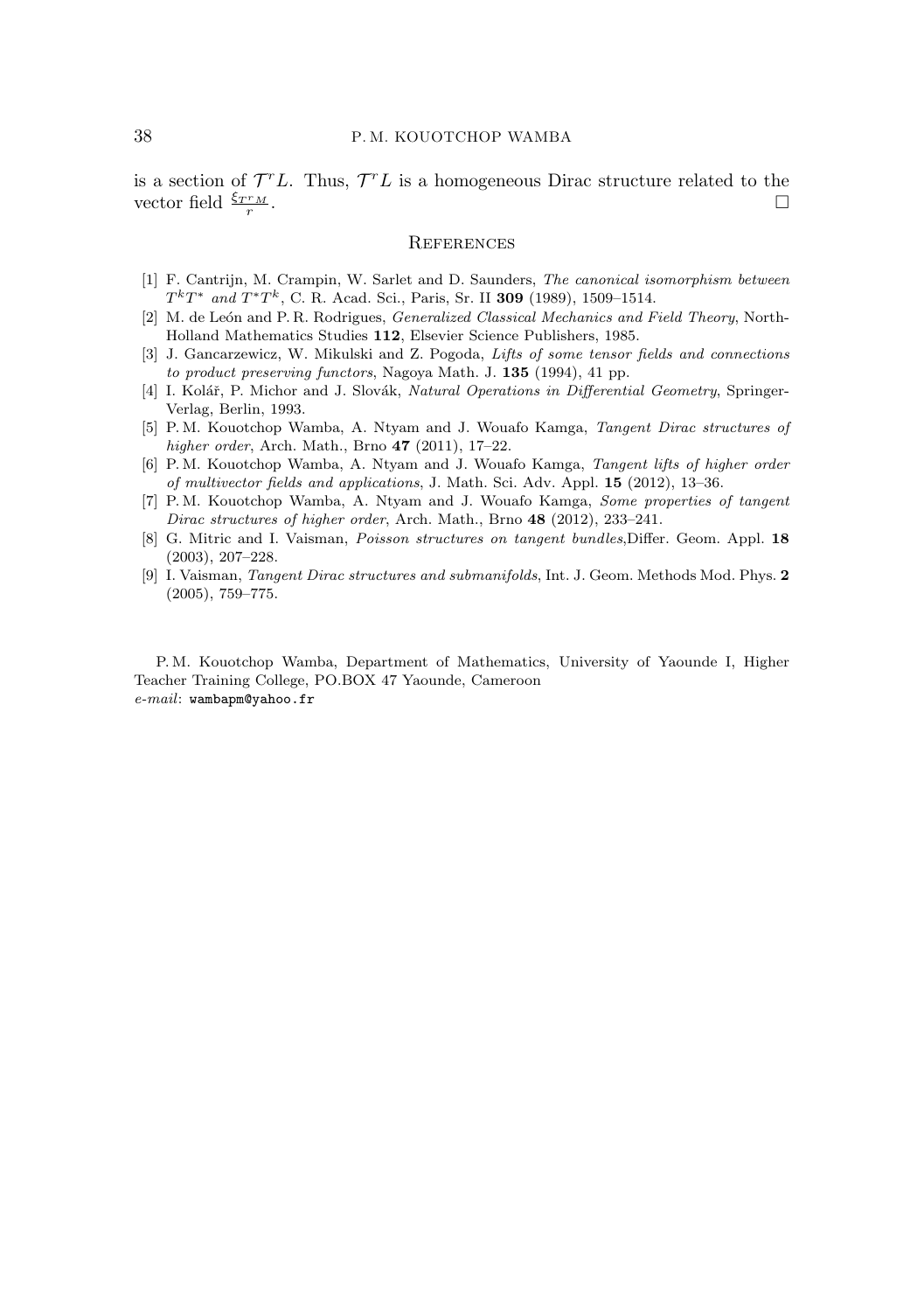is a section of $\mathcal{T}^r L$. Thus, $\mathcal{T}^r L$ is a homogeneous Dirac structure related to the vector field $\frac{\xi_{T^r M}}{r}$. □

## References

[1] F. Cantrijn, M. Crampin, W. Sarlet and D. Saunders, *The canonical isomorphism between $T^k T^*$ and $T^* T^k$*, C. R. Acad. Sci., Paris, Sr. II **309** (1989), 1509–1514.

[2] M. de León and P. R. Rodrigues, *Generalized Classical Mechanics and Field Theory*, North-Holland Mathematics Studies **112**, Elsevier Science Publishers, 1985.

[3] J. Gancarzewicz, W. Mikulski and Z. Pogoda, *Lifts of some tensor fields and connections to product preserving functors*, Nagoya Math. J. **135** (1994), 41 pp.

[4] I. Kolář, P. Michor and J. Slovák, *Natural Operations in Differential Geometry*, Springer-Verlag, Berlin, 1993.

[5] P. M. Kouotchop Wamba, A. Ntyam and J. Wouafo Kamga, *Tangent Dirac structures of higher order*, Arch. Math., Brno **47** (2011), 17–22.

[6] P. M. Kouotchop Wamba, A. Ntyam and J. Wouafo Kamga, *Tangent lifts of higher order of multivector fields and applications*, J. Math. Sci. Adv. Appl. **15** (2012), 13–36.

[7] P. M. Kouotchop Wamba, A. Ntyam and J. Wouafo Kamga, *Some properties of tangent Dirac structures of higher order*, Arch. Math., Brno **48** (2012), 233–241.

[8] G. Mitric and I. Vaisman, *Poisson structures on tangent bundles*,Differ. Geom. Appl. **18** (2003), 207–228.

[9] I. Vaisman, *Tangent Dirac structures and submanifolds*, Int. J. Geom. Methods Mod. Phys. **2** (2005), 759–775.

P. M. Kouotchop Wamba, Department of Mathematics, University of Yaounde I, Higher Teacher Training College, PO.BOX 47 Yaounde, Cameroon
*e-mail*: wambapm@yahoo.fr